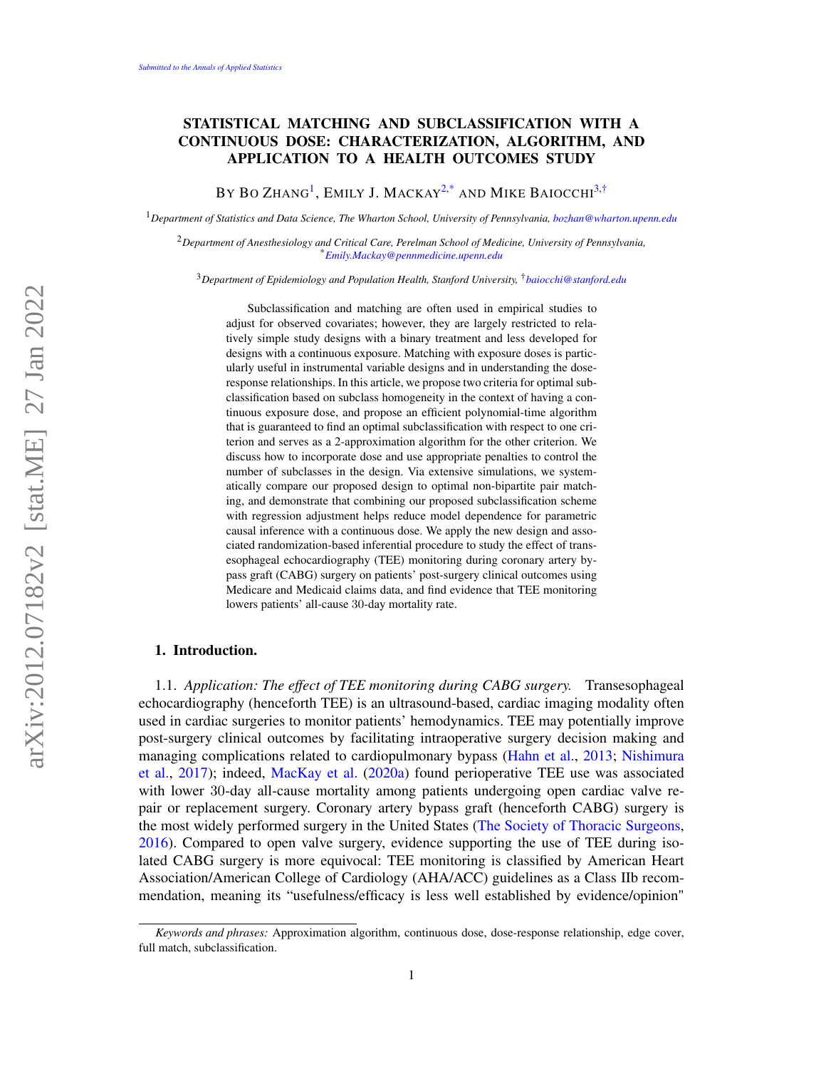# STATISTICAL MATCHING AND SUBCLASSIFICATION WITH A CONTINUOUS DOSE: CHARACTERIZATION, ALGORITHM, AND APPLICATION TO A HEALTH OUTCOMES STUDY

By Bo Zhang[1], Emily J. Mackay[2,*] and Mike Baiocchi[3,†]

[1]*Department of Statistics and Data Science, The Wharton School, University of Pennsylvania, bozhan@wharton.upenn.edu*

[2]*Department of Anesthesiology and Critical Care, Perelman School of Medicine, University of Pennsylvania,* [*]*Emily.Mackay@pennmedicine.upenn.edu*

[3]*Department of Epidemiology and Population Health, Stanford University,* [†]*baiocchi@stanford.edu*

Subclassification and matching are often used in empirical studies to adjust for observed covariates; however, they are largely restricted to relatively simple study designs with a binary treatment and less developed for designs with a continuous exposure. Matching with exposure doses is particularly useful in instrumental variable designs and in understanding the dose-response relationships. In this article, we propose two criteria for optimal subclassification based on subclass homogeneity in the context of having a continuous exposure dose, and propose an efficient polynomial-time algorithm that is guaranteed to find an optimal subclassification with respect to one criterion and serves as a 2-approximation algorithm for the other criterion. We discuss how to incorporate dose and use appropriate penalties to control the number of subclasses in the design. Via extensive simulations, we systematically compare our proposed design to optimal non-bipartite pair matching, and demonstrate that combining our proposed subclassification scheme with regression adjustment helps reduce model dependence for parametric causal inference with a continuous dose. We apply the new design and associated randomization-based inferential procedure to study the effect of transesophageal echocardiography (TEE) monitoring during coronary artery bypass graft (CABG) surgery on patients' post-surgery clinical outcomes using Medicare and Medicaid claims data, and find evidence that TEE monitoring lowers patients' all-cause 30-day mortality rate.

## 1. Introduction.

1.1. *Application: The effect of TEE monitoring during CABG surgery.* Transesophageal echocardiography (henceforth TEE) is an ultrasound-based, cardiac imaging modality often used in cardiac surgeries to monitor patients' hemodynamics. TEE may potentially improve post-surgery clinical outcomes by facilitating intraoperative surgery decision making and managing complications related to cardiopulmonary bypass (Hahn et al., 2013; Nishimura et al., 2017); indeed, MacKay et al. (2020a) found perioperative TEE use was associated with lower 30-day all-cause mortality among patients undergoing open cardiac valve repair or replacement surgery. Coronary artery bypass graft (henceforth CABG) surgery is the most widely performed surgery in the United States (The Society of Thoracic Surgeons, 2016). Compared to open valve surgery, evidence supporting the use of TEE during isolated CABG surgery is more equivocal: TEE monitoring is classified by American Heart Association/American College of Cardiology (AHA/ACC) guidelines as a Class IIb recommendation, meaning its "usefulness/efficacy is less well established by evidence/opinion"

---

*Keywords and phrases:* Approximation algorithm, continuous dose, dose-response relationship, edge cover, full match, subclassification.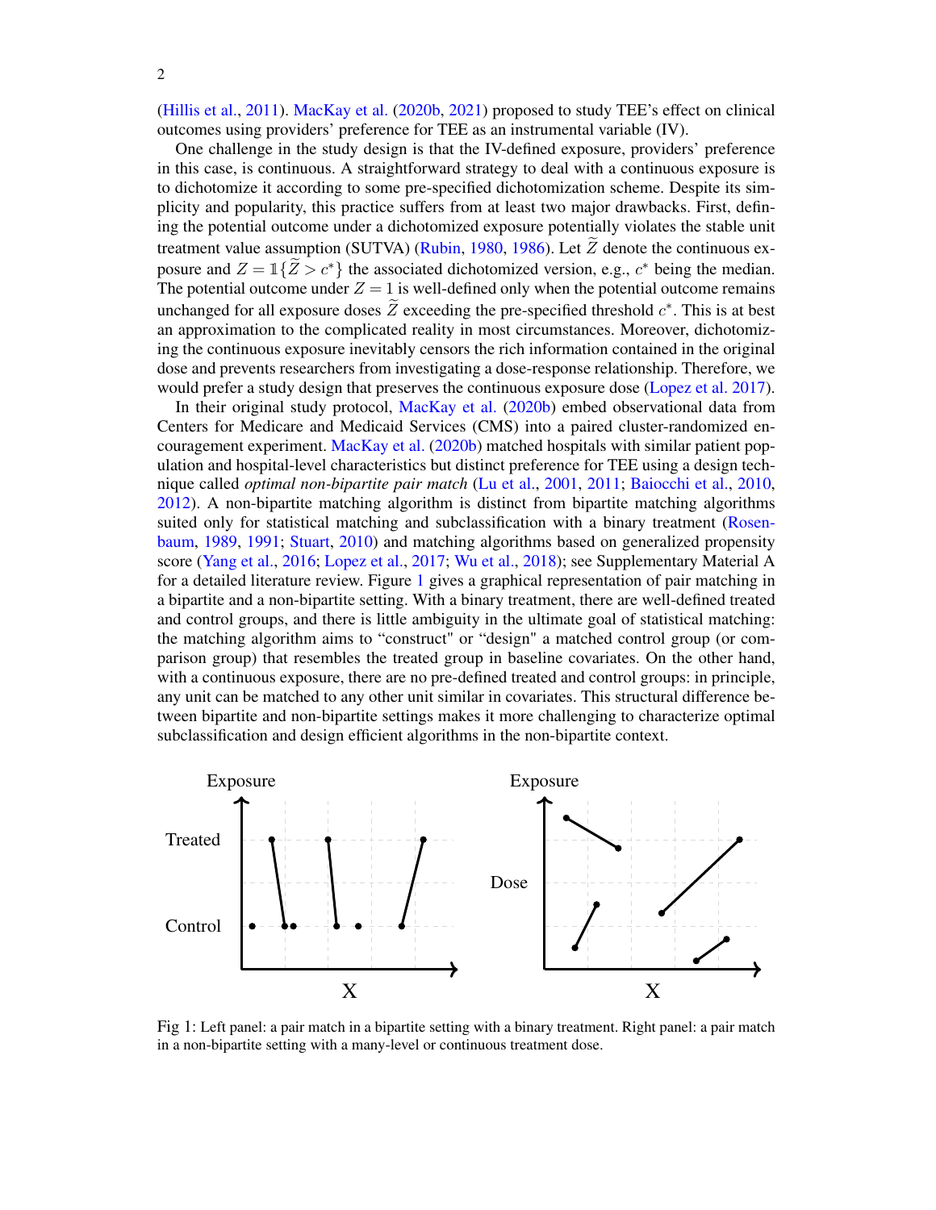(Hillis et al., 2011). MacKay et al. (2020b, 2021) proposed to study TEE's effect on clinical outcomes using providers' preference for TEE as an instrumental variable (IV).

One challenge in the study design is that the IV-defined exposure, providers' preference in this case, is continuous. A straightforward strategy to deal with a continuous exposure is to dichotomize it according to some pre-specified dichotomization scheme. Despite its simplicity and popularity, this practice suffers from at least two major drawbacks. First, defining the potential outcome under a dichotomized exposure potentially violates the stable unit treatment value assumption (SUTVA) (Rubin, 1980, 1986). Let $\widetilde{Z}$ denote the continuous exposure and $Z = \mathbb{1}\{\widetilde{Z} > c^*\}$ the associated dichotomized version, e.g., $c^*$ being the median. The potential outcome under $Z = 1$ is well-defined only when the potential outcome remains unchanged for all exposure doses $\widetilde{Z}$ exceeding the pre-specified threshold $c^*$. This is at best an approximation to the complicated reality in most circumstances. Moreover, dichotomizing the continuous exposure inevitably censors the rich information contained in the original dose and prevents researchers from investigating a dose-response relationship. Therefore, we would prefer a study design that preserves the continuous exposure dose (Lopez et al. 2017).

In their original study protocol, MacKay et al. (2020b) embed observational data from Centers for Medicare and Medicaid Services (CMS) into a paired cluster-randomized encouragement experiment. MacKay et al. (2020b) matched hospitals with similar patient population and hospital-level characteristics but distinct preference for TEE using a design technique called *optimal non-bipartite pair match* (Lu et al., 2001, 2011; Baiocchi et al., 2010, 2012). A non-bipartite matching algorithm is distinct from bipartite matching algorithms suited only for statistical matching and subclassification with a binary treatment (Rosenbaum, 1989, 1991; Stuart, 2010) and matching algorithms based on generalized propensity score (Yang et al., 2016; Lopez et al., 2017; Wu et al., 2018); see Supplementary Material A for a detailed literature review. Figure 1 gives a graphical representation of pair matching in a bipartite and a non-bipartite setting. With a binary treatment, there are well-defined treated and control groups, and there is little ambiguity in the ultimate goal of statistical matching: the matching algorithm aims to "construct" or "design" a matched control group (or comparison group) that resembles the treated group in baseline covariates. On the other hand, with a continuous exposure, there are no pre-defined treated and control groups: in principle, any unit can be matched to any other unit similar in covariates. This structural difference between bipartite and non-bipartite settings makes it more challenging to characterize optimal subclassification and design efficient algorithms in the non-bipartite context.

Fig 1: Left panel: a pair match in a bipartite setting with a binary treatment. Right panel: a pair match in a non-bipartite setting with a many-level or continuous treatment dose.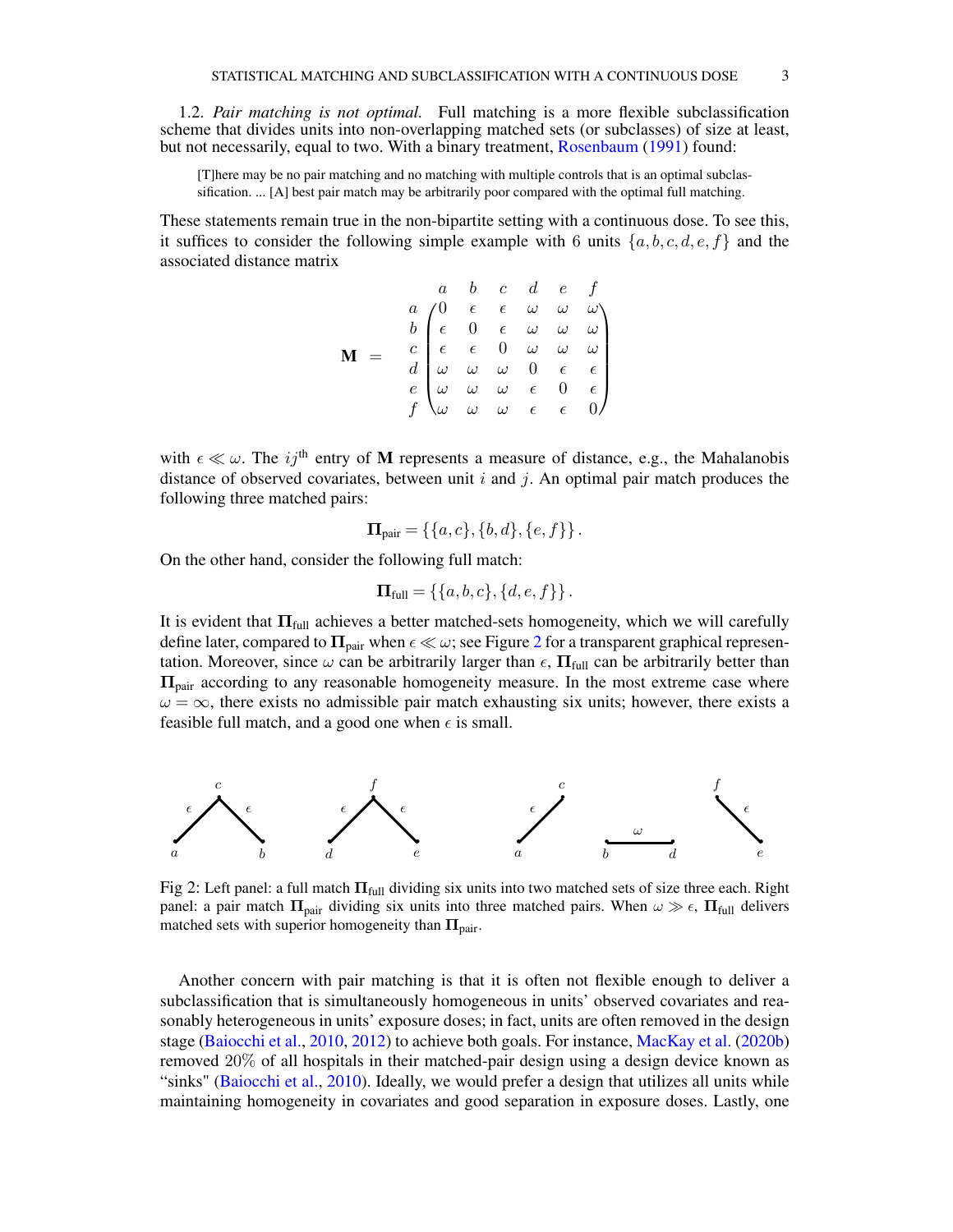1.2. *Pair matching is not optimal.* Full matching is a more flexible subclassification scheme that divides units into non-overlapping matched sets (or subclasses) of size at least, but not necessarily, equal to two. With a binary treatment, Rosenbaum (1991) found:

> [T]here may be no pair matching and no matching with multiple controls that is an optimal subclassification. ... [A] best pair match may be arbitrarily poor compared with the optimal full matching.

These statements remain true in the non-bipartite setting with a continuous dose. To see this, it suffices to consider the following simple example with 6 units $\{a, b, c, d, e, f\}$ and the associated distance matrix

$$
\mathbf{M} \;=\; \begin{array}{c} \\ a \\ b \\ c \\ d \\ e \\ f \end{array}
\begin{array}{c}
\begin{array}{cccccc} a & b & c & d & e & f \end{array} \\
\begin{pmatrix}
0 & \epsilon & \epsilon & \omega & \omega & \omega \\
\epsilon & 0 & \epsilon & \omega & \omega & \omega \\
\epsilon & \epsilon & 0 & \omega & \omega & \omega \\
\omega & \omega & \omega & 0 & \epsilon & \epsilon \\
\omega & \omega & \omega & \epsilon & 0 & \epsilon \\
\omega & \omega & \omega & \epsilon & \epsilon & 0
\end{pmatrix}
\end{array}
$$

with $\epsilon \ll \omega$. The $ij^{\text{th}}$ entry of $\mathbf{M}$ represents a measure of distance, e.g., the Mahalanobis distance of observed covariates, between unit $i$ and $j$. An optimal pair match produces the following three matched pairs:

$$
\mathbf{\Pi}_{\text{pair}} = \{\{a, c\}, \{b, d\}, \{e, f\}\}.
$$

On the other hand, consider the following full match:

$$
\mathbf{\Pi}_{\text{full}} = \{\{a, b, c\}, \{d, e, f\}\}.
$$

It is evident that $\mathbf{\Pi}_{\text{full}}$ achieves a better matched-sets homogeneity, which we will carefully define later, compared to $\mathbf{\Pi}_{\text{pair}}$ when $\epsilon \ll \omega$; see Figure 2 for a transparent graphical representation. Moreover, since $\omega$ can be arbitrarily larger than $\epsilon$, $\mathbf{\Pi}_{\text{full}}$ can be arbitrarily better than $\mathbf{\Pi}_{\text{pair}}$ according to any reasonable homogeneity measure. In the most extreme case where $\omega = \infty$, there exists no admissible pair match exhausting six units; however, there exists a feasible full match, and a good one when $\epsilon$ is small.

Fig 2: Left panel: a full match $\mathbf{\Pi}_{\text{full}}$ dividing six units into two matched sets of size three each. Right panel: a pair match $\mathbf{\Pi}_{\text{pair}}$ dividing six units into three matched pairs. When $\omega \gg \epsilon$, $\mathbf{\Pi}_{\text{full}}$ delivers matched sets with superior homogeneity than $\mathbf{\Pi}_{\text{pair}}$.

Another concern with pair matching is that it is often not flexible enough to deliver a subclassification that is simultaneously homogeneous in units' observed covariates and reasonably heterogeneous in units' exposure doses; in fact, units are often removed in the design stage (Baiocchi et al., 2010, 2012) to achieve both goals. For instance, MacKay et al. (2020b) removed 20% of all hospitals in their matched-pair design using a design device known as "sinks" (Baiocchi et al., 2010). Ideally, we would prefer a design that utilizes all units while maintaining homogeneity in covariates and good separation in exposure doses. Lastly, one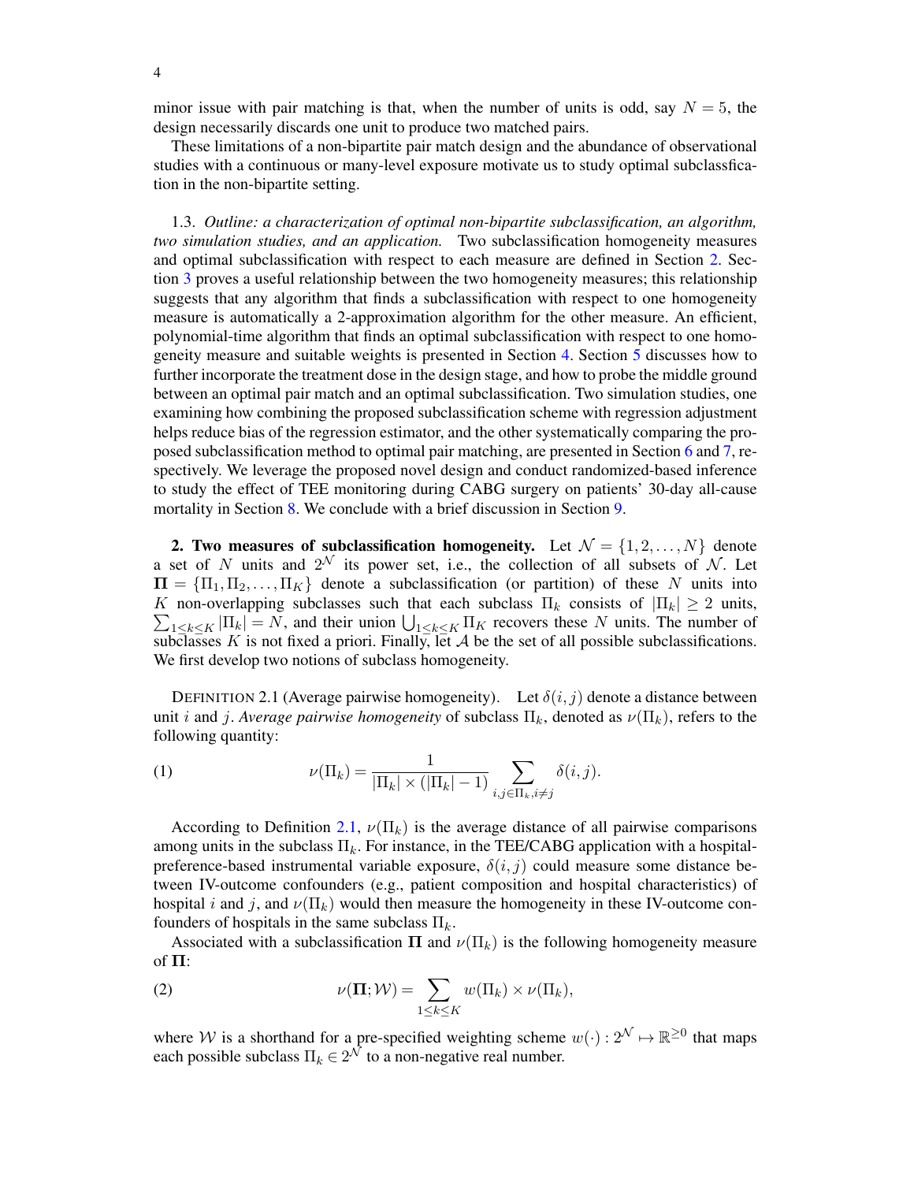minor issue with pair matching is that, when the number of units is odd, say $N = 5$, the design necessarily discards one unit to produce two matched pairs.

These limitations of a non-bipartite pair match design and the abundance of observational studies with a continuous or many-level exposure motivate us to study optimal subclassfication in the non-bipartite setting.

1.3. *Outline: a characterization of optimal non-bipartite subclassification, an algorithm, two simulation studies, and an application.* Two subclassification homogeneity measures and optimal subclassification with respect to each measure are defined in Section 2. Section 3 proves a useful relationship between the two homogeneity measures; this relationship suggests that any algorithm that finds a subclassification with respect to one homogeneity measure is automatically a 2-approximation algorithm for the other measure. An efficient, polynomial-time algorithm that finds an optimal subclassification with respect to one homogeneity measure and suitable weights is presented in Section 4. Section 5 discusses how to further incorporate the treatment dose in the design stage, and how to probe the middle ground between an optimal pair match and an optimal subclassification. Two simulation studies, one examining how combining the proposed subclassification scheme with regression adjustment helps reduce bias of the regression estimator, and the other systematically comparing the proposed subclassification method to optimal pair matching, are presented in Section 6 and 7, respectively. We leverage the proposed novel design and conduct randomized-based inference to study the effect of TEE monitoring during CABG surgery on patients' 30-day all-cause mortality in Section 8. We conclude with a brief discussion in Section 9.

## 2. Two measures of subclassification homogeneity.

Let $\mathcal{N} = \{1, 2, \ldots, N\}$ denote a set of $N$ units and $2^{\mathcal{N}}$ its power set, i.e., the collection of all subsets of $\mathcal{N}$. Let $\mathbf{\Pi} = \{\Pi_1, \Pi_2, \ldots, \Pi_K\}$ denote a subclassification (or partition) of these $N$ units into $K$ non-overlapping subclasses such that each subclass $\Pi_k$ consists of $|\Pi_k| \geq 2$ units, $\sum_{1 \leq k \leq K} |\Pi_k| = N$, and their union $\bigcup_{1 \leq k \leq K} \Pi_K$ recovers these $N$ units. The number of subclasses $K$ is not fixed a priori. Finally, let $\mathcal{A}$ be the set of all possible subclassifications. We first develop two notions of subclass homogeneity.

DEFINITION 2.1 (Average pairwise homogeneity). Let $\delta(i, j)$ denote a distance between unit $i$ and $j$. *Average pairwise homogeneity* of subclass $\Pi_k$, denoted as $\nu(\Pi_k)$, refers to the following quantity:

$$\nu(\Pi_k) = \frac{1}{|\Pi_k| \times (|\Pi_k| - 1)} \sum_{i,j \in \Pi_k, i \neq j} \delta(i, j). \tag{1}$$

According to Definition 2.1, $\nu(\Pi_k)$ is the average distance of all pairwise comparisons among units in the subclass $\Pi_k$. For instance, in the TEE/CABG application with a hospital-preference-based instrumental variable exposure, $\delta(i, j)$ could measure some distance between IV-outcome confounders (e.g., patient composition and hospital characteristics) of hospital $i$ and $j$, and $\nu(\Pi_k)$ would then measure the homogeneity in these IV-outcome confounders of hospitals in the same subclass $\Pi_k$.

Associated with a subclassification $\mathbf{\Pi}$ and $\nu(\Pi_k)$ is the following homogeneity measure of $\mathbf{\Pi}$:

$$\nu(\mathbf{\Pi}; \mathcal{W}) = \sum_{1 \leq k \leq K} w(\Pi_k) \times \nu(\Pi_k), \tag{2}$$

where $\mathcal{W}$ is a shorthand for a pre-specified weighting scheme $w(\cdot) : 2^{\mathcal{N}} \mapsto \mathbb{R}^{\geq 0}$ that maps each possible subclass $\Pi_k \in 2^{\mathcal{N}}$ to a non-negative real number.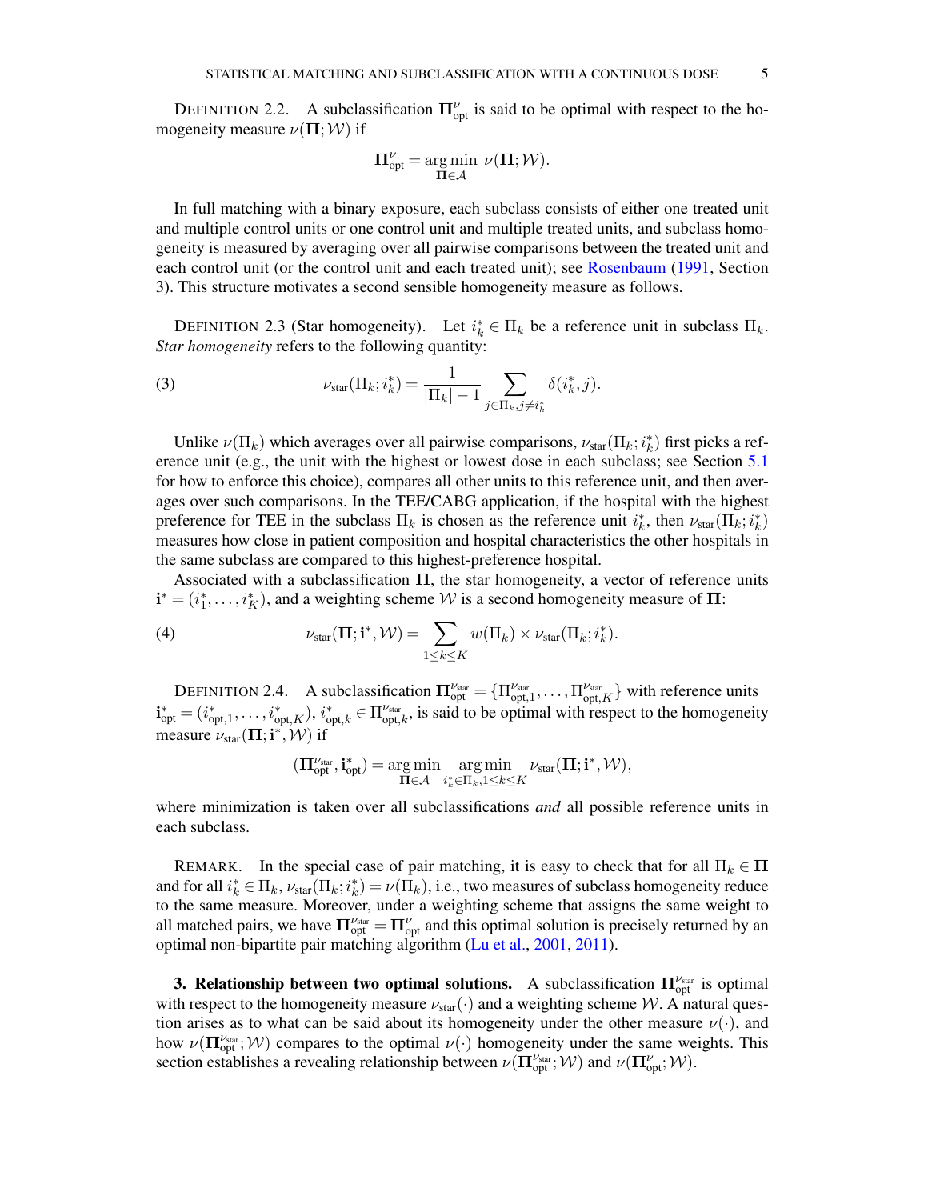DEFINITION 2.2. A subclassification $\mathbf{\Pi}^{\nu}_{\text{opt}}$ is said to be optimal with respect to the homogeneity measure $\nu(\mathbf{\Pi};\mathcal{W})$ if

$$\mathbf{\Pi}^{\nu}_{\text{opt}} = \underset{\mathbf{\Pi}\in\mathcal{A}}{\arg\min}\ \nu(\mathbf{\Pi};\mathcal{W}).$$

In full matching with a binary exposure, each subclass consists of either one treated unit and multiple control units or one control unit and multiple treated units, and subclass homogeneity is measured by averaging over all pairwise comparisons between the treated unit and each control unit (or the control unit and each treated unit); see Rosenbaum (1991, Section 3). This structure motivates a second sensible homogeneity measure as follows.

DEFINITION 2.3 (Star homogeneity). Let $i_k^* \in \Pi_k$ be a reference unit in subclass $\Pi_k$. *Star homogeneity* refers to the following quantity:

$$\nu_{\text{star}}(\Pi_k; i_k^*) = \frac{1}{|\Pi_k| - 1} \sum_{j\in\Pi_k, j\neq i_k^*} \delta(i_k^*, j). \tag{3}$$

Unlike $\nu(\Pi_k)$ which averages over all pairwise comparisons, $\nu_{\text{star}}(\Pi_k; i_k^*)$ first picks a reference unit (e.g., the unit with the highest or lowest dose in each subclass; see Section 5.1 for how to enforce this choice), compares all other units to this reference unit, and then averages over such comparisons. In the TEE/CABG application, if the hospital with the highest preference for TEE in the subclass $\Pi_k$ is chosen as the reference unit $i_k^*$, then $\nu_{\text{star}}(\Pi_k; i_k^*)$ measures how close in patient composition and hospital characteristics the other hospitals in the same subclass are compared to this highest-preference hospital.

Associated with a subclassification $\mathbf{\Pi}$, the star homogeneity, a vector of reference units $\mathbf{i}^* = (i_1^*, \ldots, i_K^*)$, and a weighting scheme $\mathcal{W}$ is a second homogeneity measure of $\mathbf{\Pi}$:

$$\nu_{\text{star}}(\mathbf{\Pi}; \mathbf{i}^*, \mathcal{W}) = \sum_{1\leq k\leq K} w(\Pi_k) \times \nu_{\text{star}}(\Pi_k; i_k^*). \tag{4}$$

DEFINITION 2.4. A subclassification $\mathbf{\Pi}^{\nu_{\text{star}}}_{\text{opt}} = \{\Pi^{\nu_{\text{star}}}_{\text{opt},1}, \ldots, \Pi^{\nu_{\text{star}}}_{\text{opt},K}\}$ with reference units $\mathbf{i}^*_{\text{opt}} = (i^*_{\text{opt},1}, \ldots, i^*_{\text{opt},K})$, $i^*_{\text{opt},k} \in \Pi^{\nu_{\text{star}}}_{\text{opt},k}$, is said to be optimal with respect to the homogeneity measure $\nu_{\text{star}}(\mathbf{\Pi}; \mathbf{i}^*, \mathcal{W})$ if

$$(\mathbf{\Pi}^{\nu_{\text{star}}}_{\text{opt}}, \mathbf{i}^*_{\text{opt}}) = \underset{\mathbf{\Pi}\in\mathcal{A}}{\arg\min}\ \underset{i_k^*\in\Pi_k, 1\leq k\leq K}{\arg\min}\ \nu_{\text{star}}(\mathbf{\Pi}; \mathbf{i}^*, \mathcal{W}),$$

where minimization is taken over all subclassifications *and* all possible reference units in each subclass.

REMARK. In the special case of pair matching, it is easy to check that for all $\Pi_k \in \mathbf{\Pi}$ and for all $i_k^* \in \Pi_k$, $\nu_{\text{star}}(\Pi_k; i_k^*) = \nu(\Pi_k)$, i.e., two measures of subclass homogeneity reduce to the same measure. Moreover, under a weighting scheme that assigns the same weight to all matched pairs, we have $\mathbf{\Pi}^{\nu_{\text{star}}}_{\text{opt}} = \mathbf{\Pi}^{\nu}_{\text{opt}}$ and this optimal solution is precisely returned by an optimal non-bipartite pair matching algorithm (Lu et al., 2001, 2011).

## 3. Relationship between two optimal solutions.

A subclassification $\mathbf{\Pi}^{\nu_{\text{star}}}_{\text{opt}}$ is optimal with respect to the homogeneity measure $\nu_{\text{star}}(\cdot)$ and a weighting scheme $\mathcal{W}$. A natural question arises as to what can be said about its homogeneity under the other measure $\nu(\cdot)$, and how $\nu(\mathbf{\Pi}^{\nu_{\text{star}}}_{\text{opt}}; \mathcal{W})$ compares to the optimal $\nu(\cdot)$ homogeneity under the same weights. This section establishes a revealing relationship between $\nu(\mathbf{\Pi}^{\nu_{\text{star}}}_{\text{opt}}; \mathcal{W})$ and $\nu(\mathbf{\Pi}^{\nu}_{\text{opt}}; \mathcal{W})$.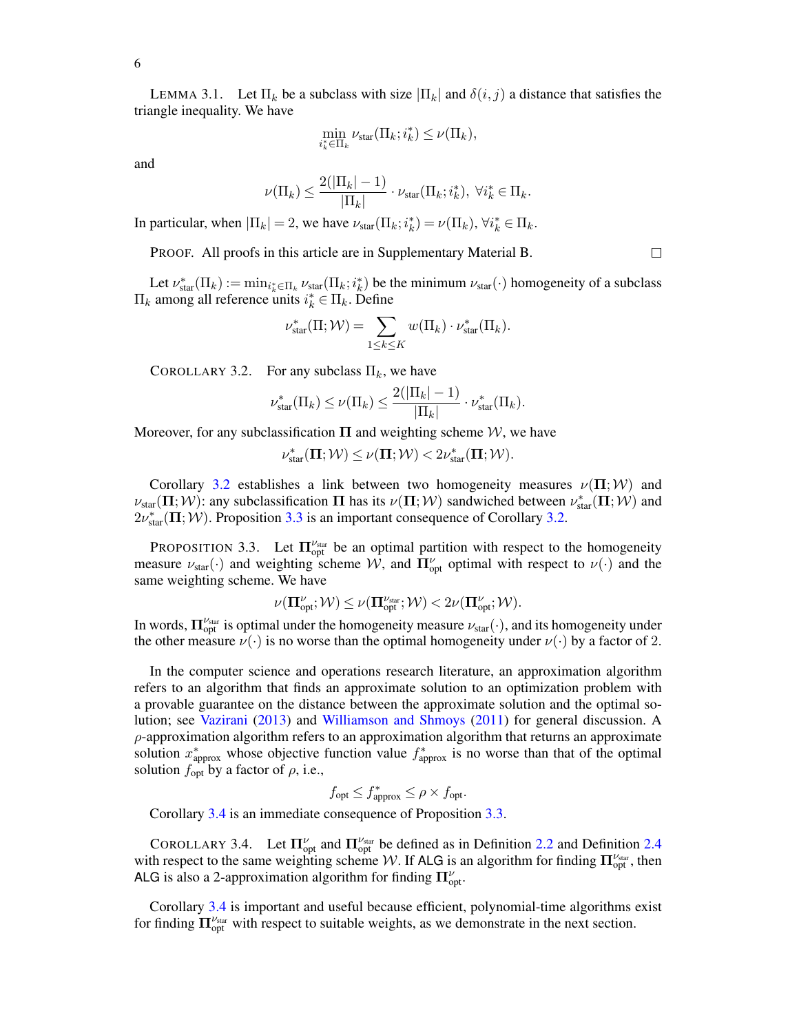LEMMA 3.1. Let $\Pi_k$ be a subclass with size $|\Pi_k|$ and $\delta(i,j)$ a distance that satisfies the triangle inequality. We have

$$\min_{i_k^* \in \Pi_k} \nu_{\text{star}}(\Pi_k; i_k^*) \leq \nu(\Pi_k),$$

and

$$\nu(\Pi_k) \leq \frac{2(|\Pi_k| - 1)}{|\Pi_k|} \cdot \nu_{\text{star}}(\Pi_k; i_k^*), \ \forall i_k^* \in \Pi_k.$$

In particular, when $|\Pi_k| = 2$, we have $\nu_{\text{star}}(\Pi_k; i_k^*) = \nu(\Pi_k)$, $\forall i_k^* \in \Pi_k$.

PROOF. All proofs in this article are in Supplementary Material B. □

Let $\nu^*_{\text{star}}(\Pi_k) := \min_{i_k^* \in \Pi_k} \nu_{\text{star}}(\Pi_k; i_k^*)$ be the minimum $\nu_{\text{star}}(\cdot)$ homogeneity of a subclass $\Pi_k$ among all reference units $i_k^* \in \Pi_k$. Define

$$\nu^*_{\text{star}}(\Pi; \mathcal{W}) = \sum_{1 \leq k \leq K} w(\Pi_k) \cdot \nu^*_{\text{star}}(\Pi_k).$$

COROLLARY 3.2. For any subclass $\Pi_k$, we have

$$\nu^*_{\text{star}}(\Pi_k) \leq \nu(\Pi_k) \leq \frac{2(|\Pi_k| - 1)}{|\Pi_k|} \cdot \nu^*_{\text{star}}(\Pi_k).$$

Moreover, for any subclassification $\mathbf{\Pi}$ and weighting scheme $\mathcal{W}$, we have

$$\nu^*_{\text{star}}(\mathbf{\Pi}; \mathcal{W}) \leq \nu(\mathbf{\Pi}; \mathcal{W}) < 2\nu^*_{\text{star}}(\mathbf{\Pi}; \mathcal{W}).$$

Corollary 3.2 establishes a link between two homogeneity measures $\nu(\mathbf{\Pi}; \mathcal{W})$ and $\nu_{\text{star}}(\mathbf{\Pi}; \mathcal{W})$: any subclassification $\mathbf{\Pi}$ has its $\nu(\mathbf{\Pi}; \mathcal{W})$ sandwiched between $\nu^*_{\text{star}}(\mathbf{\Pi}; \mathcal{W})$ and $2\nu^*_{\text{star}}(\mathbf{\Pi}; \mathcal{W})$. Proposition 3.3 is an important consequence of Corollary 3.2.

PROPOSITION 3.3. Let $\mathbf{\Pi}^{\nu_{\text{star}}}_{\text{opt}}$ be an optimal partition with respect to the homogeneity measure $\nu_{\text{star}}(\cdot)$ and weighting scheme $\mathcal{W}$, and $\mathbf{\Pi}^{\nu}_{\text{opt}}$ optimal with respect to $\nu(\cdot)$ and the same weighting scheme. We have

$$\nu(\mathbf{\Pi}^{\nu}_{\text{opt}}; \mathcal{W}) \leq \nu(\mathbf{\Pi}^{\nu_{\text{star}}}_{\text{opt}}; \mathcal{W}) < 2\nu(\mathbf{\Pi}^{\nu}_{\text{opt}}; \mathcal{W}).$$

In words, $\mathbf{\Pi}^{\nu_{\text{star}}}_{\text{opt}}$ is optimal under the homogeneity measure $\nu_{\text{star}}(\cdot)$, and its homogeneity under the other measure $\nu(\cdot)$ is no worse than the optimal homogeneity under $\nu(\cdot)$ by a factor of 2.

In the computer science and operations research literature, an approximation algorithm refers to an algorithm that finds an approximate solution to an optimization problem with a provable guarantee on the distance between the approximate solution and the optimal solution; see Vazirani (2013) and Williamson and Shmoys (2011) for general discussion. A $\rho$-approximation algorithm refers to an approximation algorithm that returns an approximate solution $x^*_{\text{approx}}$ whose objective function value $f^*_{\text{approx}}$ is no worse than that of the optimal solution $f_{\text{opt}}$ by a factor of $\rho$, i.e.,

$$f_{\text{opt}} \leq f^*_{\text{approx}} \leq \rho \times f_{\text{opt}}.$$

Corollary 3.4 is an immediate consequence of Proposition 3.3.

COROLLARY 3.4. Let $\mathbf{\Pi}^{\nu}_{\text{opt}}$ and $\mathbf{\Pi}^{\nu_{\text{star}}}_{\text{opt}}$ be defined as in Definition 2.2 and Definition 2.4 with respect to the same weighting scheme $\mathcal{W}$. If ALG is an algorithm for finding $\mathbf{\Pi}^{\nu_{\text{star}}}_{\text{opt}}$, then ALG is also a 2-approximation algorithm for finding $\mathbf{\Pi}^{\nu}_{\text{opt}}$.

Corollary 3.4 is important and useful because efficient, polynomial-time algorithms exist for finding $\mathbf{\Pi}^{\nu_{\text{star}}}_{\text{opt}}$ with respect to suitable weights, as we demonstrate in the next section.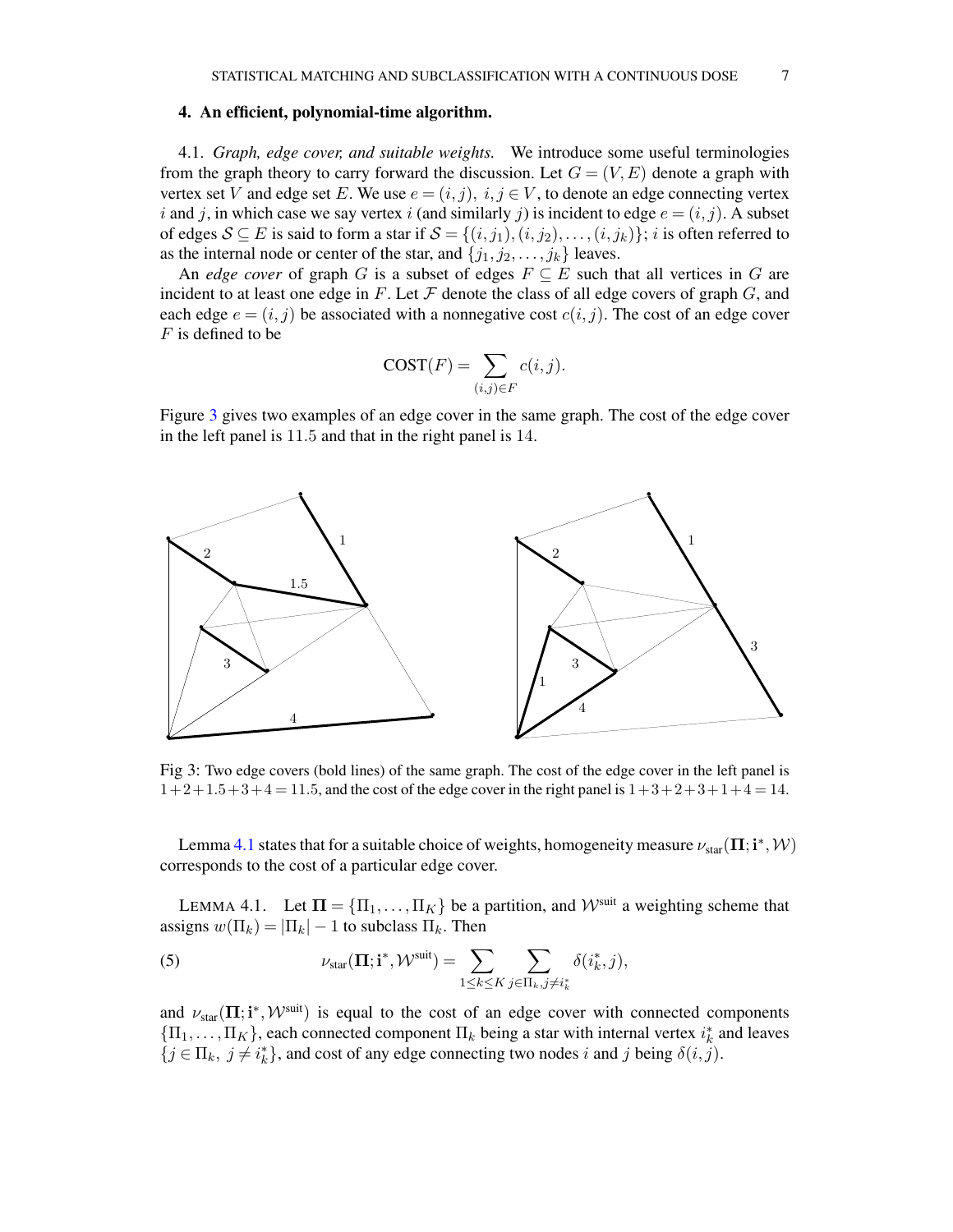## 4. An efficient, polynomial-time algorithm.

4.1. *Graph, edge cover, and suitable weights.* We introduce some useful terminologies from the graph theory to carry forward the discussion. Let $G = (V, E)$ denote a graph with vertex set $V$ and edge set $E$. We use $e = (i, j),\ i, j \in V$, to denote an edge connecting vertex $i$ and $j$, in which case we say vertex $i$ (and similarly $j$) is incident to edge $e = (i, j)$. A subset of edges $\mathcal{S} \subseteq E$ is said to form a star if $\mathcal{S} = \{(i, j_1), (i, j_2), \ldots, (i, j_k)\}$; $i$ is often referred to as the internal node or center of the star, and $\{j_1, j_2, \ldots, j_k\}$ leaves.

An *edge cover* of graph $G$ is a subset of edges $F \subseteq E$ such that all vertices in $G$ are incident to at least one edge in $F$. Let $\mathcal{F}$ denote the class of all edge covers of graph $G$, and each edge $e = (i, j)$ be associated with a nonnegative cost $c(i, j)$. The cost of an edge cover $F$ is defined to be

$$\text{COST}(F) = \sum_{(i,j) \in F} c(i, j).$$

Figure 3 gives two examples of an edge cover in the same graph. The cost of the edge cover in the left panel is 11.5 and that in the right panel is 14.

Fig 3: Two edge covers (bold lines) of the same graph. The cost of the edge cover in the left panel is $1 + 2 + 1.5 + 3 + 4 = 11.5$, and the cost of the edge cover in the right panel is $1 + 3 + 2 + 3 + 1 + 4 = 14$.

Lemma 4.1 states that for a suitable choice of weights, homogeneity measure $\nu_{\text{star}}(\mathbf{\Pi}; \mathbf{i}^*, \mathcal{W})$ corresponds to the cost of a particular edge cover.

LEMMA 4.1. Let $\mathbf{\Pi} = \{\Pi_1, \ldots, \Pi_K\}$ be a partition, and $\mathcal{W}^{\text{suit}}$ a weighting scheme that assigns $w(\Pi_k) = |\Pi_k| - 1$ to subclass $\Pi_k$. Then

$$\nu_{\text{star}}(\mathbf{\Pi}; \mathbf{i}^*, \mathcal{W}^{\text{suit}}) = \sum_{1 \le k \le K} \sum_{j \in \Pi_k, j \ne i_k^*} \delta(i_k^*, j), \tag{5}$$

and $\nu_{\text{star}}(\mathbf{\Pi}; \mathbf{i}^*, \mathcal{W}^{\text{suit}})$ is equal to the cost of an edge cover with connected components $\{\Pi_1, \ldots, \Pi_K\}$, each connected component $\Pi_k$ being a star with internal vertex $i_k^*$ and leaves $\{j \in \Pi_k,\ j \ne i_k^*\}$, and cost of any edge connecting two nodes $i$ and $j$ being $\delta(i, j)$.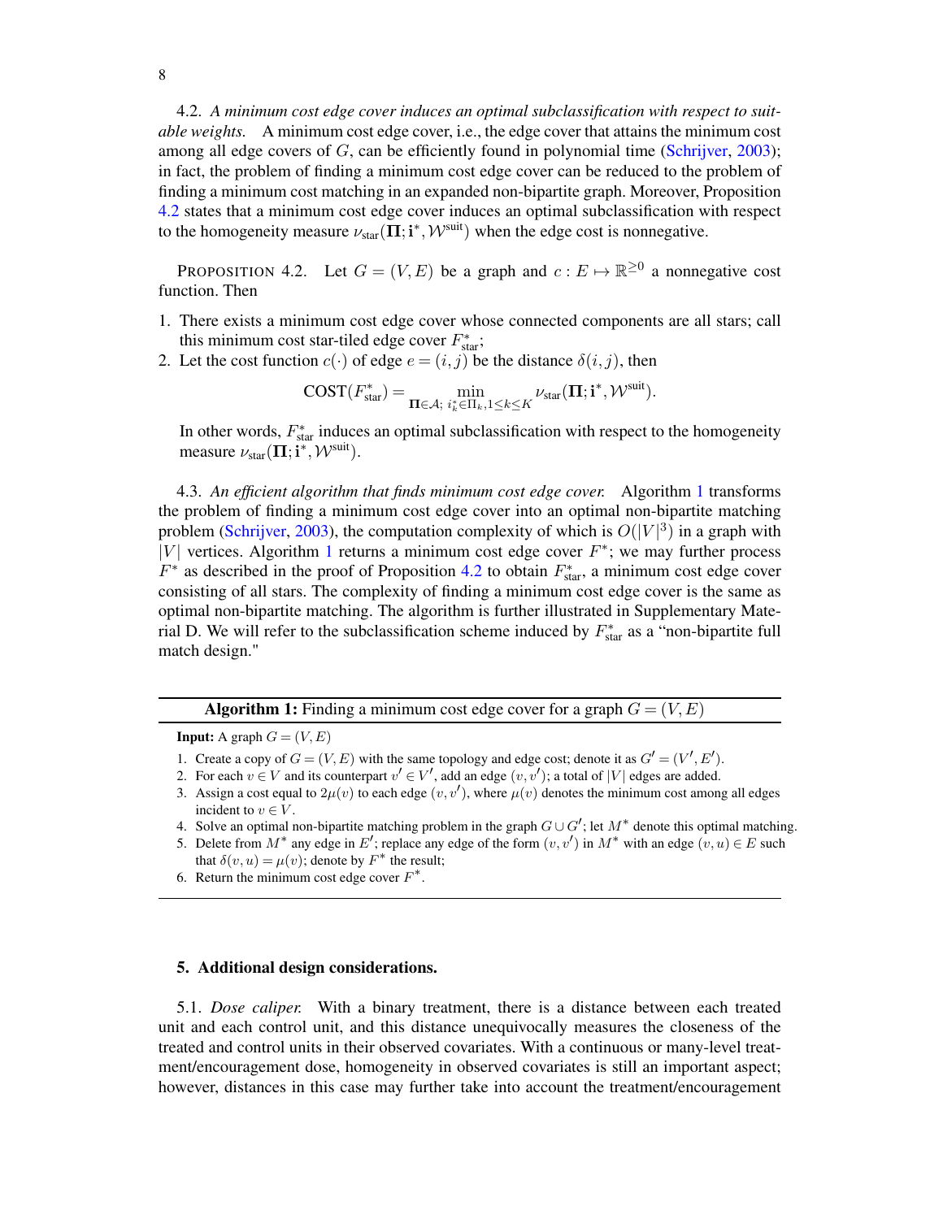4.2. *A minimum cost edge cover induces an optimal subclassification with respect to suitable weights.* A minimum cost edge cover, i.e., the edge cover that attains the minimum cost among all edge covers of $G$, can be efficiently found in polynomial time (Schrijver, 2003); in fact, the problem of finding a minimum cost edge cover can be reduced to the problem of finding a minimum cost matching in an expanded non-bipartite graph. Moreover, Proposition 4.2 states that a minimum cost edge cover induces an optimal subclassification with respect to the homogeneity measure $\nu_{\text{star}}(\mathbf{\Pi}; \mathbf{i}^*, \mathcal{W}^{\text{suit}})$ when the edge cost is nonnegative.

PROPOSITION 4.2. Let $G = (V, E)$ be a graph and $c : E \mapsto \mathbb{R}^{\geq 0}$ a nonnegative cost function. Then

1. There exists a minimum cost edge cover whose connected components are all stars; call this minimum cost star-tiled edge cover $F^*_{\text{star}}$;
2. Let the cost function $c(\cdot)$ of edge $e = (i, j)$ be the distance $\delta(i, j)$, then

$$\text{COST}(F^*_{\text{star}}) = \min_{\mathbf{\Pi} \in \mathcal{A};\ i^*_k \in \Pi_k, 1 \leq k \leq K} \nu_{\text{star}}(\mathbf{\Pi}; \mathbf{i}^*, \mathcal{W}^{\text{suit}}).$$

In other words, $F^*_{\text{star}}$ induces an optimal subclassification with respect to the homogeneity measure $\nu_{\text{star}}(\mathbf{\Pi}; \mathbf{i}^*, \mathcal{W}^{\text{suit}})$.

4.3. *An efficient algorithm that finds minimum cost edge cover.* Algorithm 1 transforms the problem of finding a minimum cost edge cover into an optimal non-bipartite matching problem (Schrijver, 2003), the computation complexity of which is $O(|V|^3)$ in a graph with $|V|$ vertices. Algorithm 1 returns a minimum cost edge cover $F^*$; we may further process $F^*$ as described in the proof of Proposition 4.2 to obtain $F^*_{\text{star}}$, a minimum cost edge cover consisting of all stars. The complexity of finding a minimum cost edge cover is the same as optimal non-bipartite matching. The algorithm is further illustrated in Supplementary Material D. We will refer to the subclassification scheme induced by $F^*_{\text{star}}$ as a "non-bipartite full match design."

**Algorithm 1:** Finding a minimum cost edge cover for a graph $G = (V, E)$

**Input:** A graph $G = (V, E)$

1. Create a copy of $G = (V, E)$ with the same topology and edge cost; denote it as $G' = (V', E')$.
2. For each $v \in V$ and its counterpart $v' \in V'$, add an edge $(v, v')$; a total of $|V|$ edges are added.
3. Assign a cost equal to $2\mu(v)$ to each edge $(v, v')$, where $\mu(v)$ denotes the minimum cost among all edges incident to $v \in V$.
4. Solve an optimal non-bipartite matching problem in the graph $G \cup G'$; let $M^*$ denote this optimal matching.
5. Delete from $M^*$ any edge in $E'$; replace any edge of the form $(v, v')$ in $M^*$ with an edge $(v, u) \in E$ such that $\delta(v, u) = \mu(v)$; denote by $F^*$ the result;
6. Return the minimum cost edge cover $F^*$.

## 5. Additional design considerations.

5.1. *Dose caliper.* With a binary treatment, there is a distance between each treated unit and each control unit, and this distance unequivocally measures the closeness of the treated and control units in their observed covariates. With a continuous or many-level treatment/encouragement dose, homogeneity in observed covariates is still an important aspect; however, distances in this case may further take into account the treatment/encouragement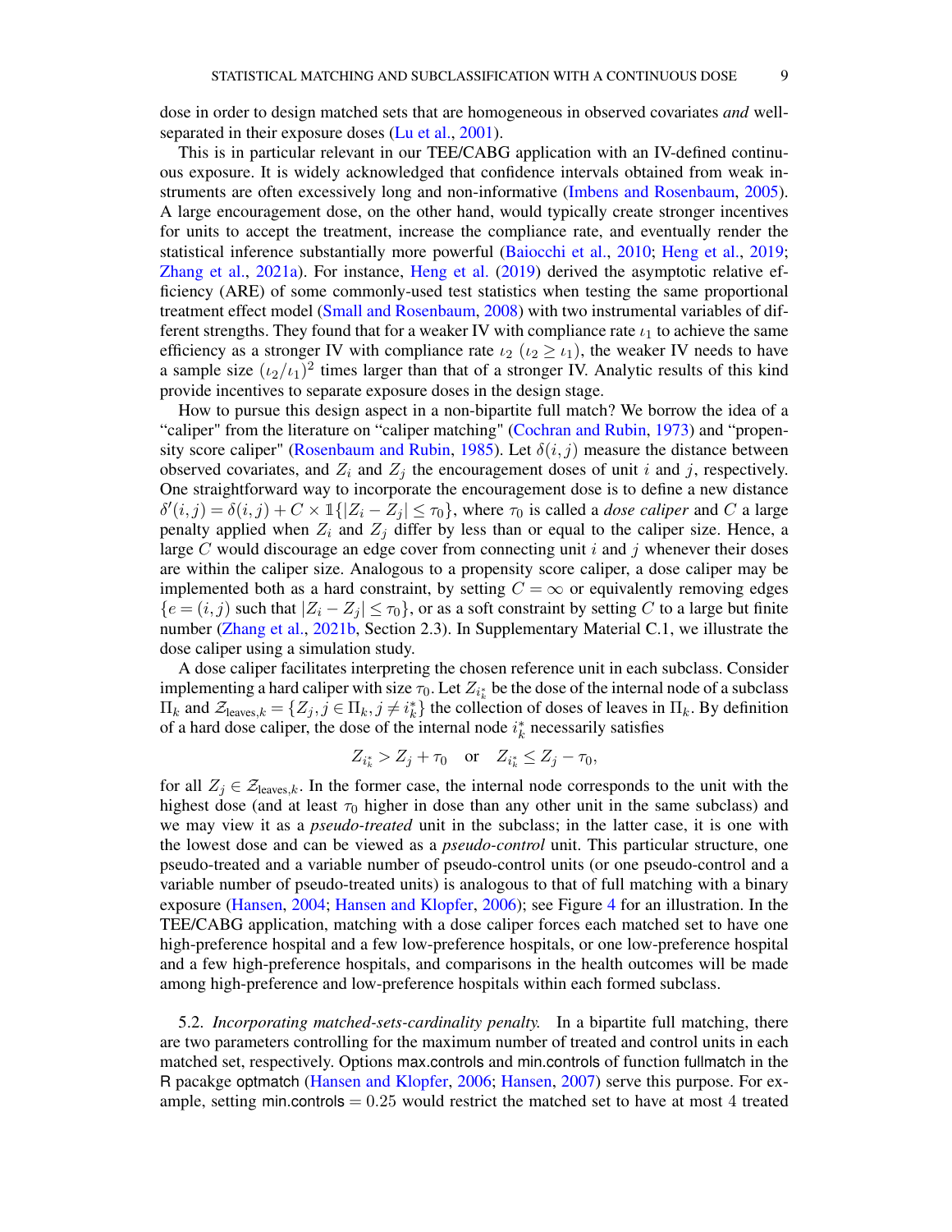dose in order to design matched sets that are homogeneous in observed covariates *and* well-separated in their exposure doses (Lu et al., 2001).

This is in particular relevant in our TEE/CABG application with an IV-defined continuous exposure. It is widely acknowledged that confidence intervals obtained from weak instruments are often excessively long and non-informative (Imbens and Rosenbaum, 2005). A large encouragement dose, on the other hand, would typically create stronger incentives for units to accept the treatment, increase the compliance rate, and eventually render the statistical inference substantially more powerful (Baiocchi et al., 2010; Heng et al., 2019; Zhang et al., 2021a). For instance, Heng et al. (2019) derived the asymptotic relative efficiency (ARE) of some commonly-used test statistics when testing the same proportional treatment effect model (Small and Rosenbaum, 2008) with two instrumental variables of different strengths. They found that for a weaker IV with compliance rate $\iota_1$ to achieve the same efficiency as a stronger IV with compliance rate $\iota_2$ ($\iota_2 \geq \iota_1$), the weaker IV needs to have a sample size $(\iota_2/\iota_1)^2$ times larger than that of a stronger IV. Analytic results of this kind provide incentives to separate exposure doses in the design stage.

How to pursue this design aspect in a non-bipartite full match? We borrow the idea of a "caliper" from the literature on "caliper matching" (Cochran and Rubin, 1973) and "propensity score caliper" (Rosenbaum and Rubin, 1985). Let $\delta(i,j)$ measure the distance between observed covariates, and $Z_i$ and $Z_j$ the encouragement doses of unit $i$ and $j$, respectively. One straightforward way to incorporate the encouragement dose is to define a new distance $\delta'(i,j) = \delta(i,j) + C \times \mathbb{1}\{|Z_i - Z_j| \leq \tau_0\}$, where $\tau_0$ is called a *dose caliper* and $C$ a large penalty applied when $Z_i$ and $Z_j$ differ by less than or equal to the caliper size. Hence, a large $C$ would discourage an edge cover from connecting unit $i$ and $j$ whenever their doses are within the caliper size. Analogous to a propensity score caliper, a dose caliper may be implemented both as a hard constraint, by setting $C = \infty$ or equivalently removing edges $\{e = (i,j)$ such that $|Z_i - Z_j| \leq \tau_0\}$, or as a soft constraint by setting $C$ to a large but finite number (Zhang et al., 2021b, Section 2.3). In Supplementary Material C.1, we illustrate the dose caliper using a simulation study.

A dose caliper facilitates interpreting the chosen reference unit in each subclass. Consider implementing a hard caliper with size $\tau_0$. Let $Z_{i_k^*}$ be the dose of the internal node of a subclass $\Pi_k$ and $\mathcal{Z}_{\text{leaves},k} = \{Z_j, j \in \Pi_k, j \neq i_k^*\}$ the collection of doses of leaves in $\Pi_k$. By definition of a hard dose caliper, the dose of the internal node $i_k^*$ necessarily satisfies

$$Z_{i_k^*} > Z_j + \tau_0 \quad \text{or} \quad Z_{i_k^*} \leq Z_j - \tau_0,$$

for all $Z_j \in \mathcal{Z}_{\text{leaves},k}$. In the former case, the internal node corresponds to the unit with the highest dose (and at least $\tau_0$ higher in dose than any other unit in the same subclass) and we may view it as a *pseudo-treated* unit in the subclass; in the latter case, it is one with the lowest dose and can be viewed as a *pseudo-control* unit. This particular structure, one pseudo-treated and a variable number of pseudo-control units (or one pseudo-control and a variable number of pseudo-treated units) is analogous to that of full matching with a binary exposure (Hansen, 2004; Hansen and Klopfer, 2006); see Figure 4 for an illustration. In the TEE/CABG application, matching with a dose caliper forces each matched set to have one high-preference hospital and a few low-preference hospitals, or one low-preference hospital and a few high-preference hospitals, and comparisons in the health outcomes will be made among high-preference and low-preference hospitals within each formed subclass.

5.2. *Incorporating matched-sets-cardinality penalty.* In a bipartite full matching, there are two parameters controlling for the maximum number of treated and control units in each matched set, respectively. Options max.controls and min.controls of function fullmatch in the R pacakge optmatch (Hansen and Klopfer, 2006; Hansen, 2007) serve this purpose. For example, setting min.controls $= 0.25$ would restrict the matched set to have at most 4 treated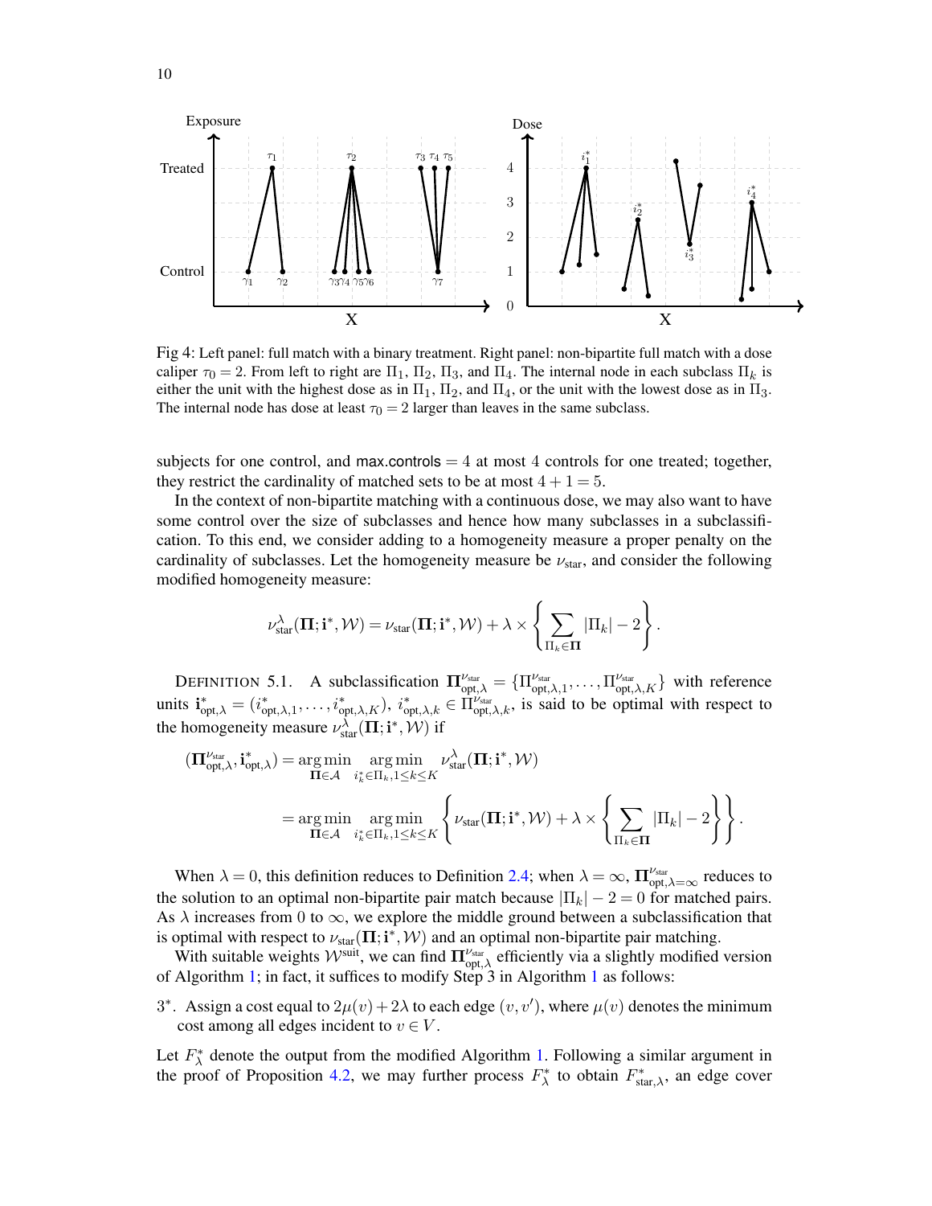Fig 4: Left panel: full match with a binary treatment. Right panel: non-bipartite full match with a dose caliper $\tau_0 = 2$. From left to right are $\Pi_1$, $\Pi_2$, $\Pi_3$, and $\Pi_4$. The internal node in each subclass $\Pi_k$ is either the unit with the highest dose as in $\Pi_1$, $\Pi_2$, and $\Pi_4$, or the unit with the lowest dose as in $\Pi_3$. The internal node has dose at least $\tau_0 = 2$ larger than leaves in the same subclass.

subjects for one control, and max.controls $= 4$ at most 4 controls for one treated; together, they restrict the cardinality of matched sets to be at most $4 + 1 = 5$.

In the context of non-bipartite matching with a continuous dose, we may also want to have some control over the size of subclasses and hence how many subclasses in a subclassification. To this end, we consider adding to a homogeneity measure a proper penalty on the cardinality of subclasses. Let the homogeneity measure be $\nu_{\text{star}}$, and consider the following modified homogeneity measure:

$$\nu^{\lambda}_{\text{star}}(\mathbf{\Pi}; \mathbf{i}^*, \mathcal{W}) = \nu_{\text{star}}(\mathbf{\Pi}; \mathbf{i}^*, \mathcal{W}) + \lambda \times \left\{ \sum_{\Pi_k \in \mathbf{\Pi}} |\Pi_k| - 2 \right\}.$$

DEFINITION 5.1. A subclassification $\mathbf{\Pi}^{\nu_{\text{star}}}_{\text{opt},\lambda} = \{\Pi^{\nu_{\text{star}}}_{\text{opt},\lambda,1}, \ldots, \Pi^{\nu_{\text{star}}}_{\text{opt},\lambda,K}\}$ with reference units $\mathbf{i}^*_{\text{opt},\lambda} = (i^*_{\text{opt},\lambda,1}, \ldots, i^*_{\text{opt},\lambda,K})$, $i^*_{\text{opt},\lambda,k} \in \Pi^{\nu_{\text{star}}}_{\text{opt},\lambda,k}$, is said to be optimal with respect to the homogeneity measure $\nu^{\lambda}_{\text{star}}(\mathbf{\Pi}; \mathbf{i}^*, \mathcal{W})$ if

$$\begin{aligned}
(\mathbf{\Pi}^{\nu_{\text{star}}}_{\text{opt},\lambda}, \mathbf{i}^*_{\text{opt},\lambda}) &= \underset{\mathbf{\Pi} \in \mathcal{A}}{\arg\min} \underset{i^*_k \in \Pi_k, 1 \le k \le K}{\arg\min} \; \nu^{\lambda}_{\text{star}}(\mathbf{\Pi}; \mathbf{i}^*, \mathcal{W}) \\
&= \underset{\mathbf{\Pi} \in \mathcal{A}}{\arg\min} \underset{i^*_k \in \Pi_k, 1 \le k \le K}{\arg\min} \left\{ \nu_{\text{star}}(\mathbf{\Pi}; \mathbf{i}^*, \mathcal{W}) + \lambda \times \left\{ \sum_{\Pi_k \in \mathbf{\Pi}} |\Pi_k| - 2 \right\} \right\}.
\end{aligned}$$

When $\lambda = 0$, this definition reduces to Definition 2.4; when $\lambda = \infty$, $\mathbf{\Pi}^{\nu_{\text{star}}}_{\text{opt},\lambda=\infty}$ reduces to the solution to an optimal non-bipartite pair match because $|\Pi_k| - 2 = 0$ for matched pairs. As $\lambda$ increases from 0 to $\infty$, we explore the middle ground between a subclassification that is optimal with respect to $\nu_{\text{star}}(\mathbf{\Pi}; \mathbf{i}^*, \mathcal{W})$ and an optimal non-bipartite pair matching.

With suitable weights $\mathcal{W}^{\text{suit}}$, we can find $\mathbf{\Pi}^{\nu_{\text{star}}}_{\text{opt},\lambda}$ efficiently via a slightly modified version of Algorithm 1; in fact, it suffices to modify Step 3 in Algorithm 1 as follows:

3*. Assign a cost equal to $2\mu(v) + 2\lambda$ to each edge $(v, v')$, where $\mu(v)$ denotes the minimum cost among all edges incident to $v \in V$.

Let $F^*_\lambda$ denote the output from the modified Algorithm 1. Following a similar argument in the proof of Proposition 4.2, we may further process $F^*_\lambda$ to obtain $F^*_{\text{star},\lambda}$, an edge cover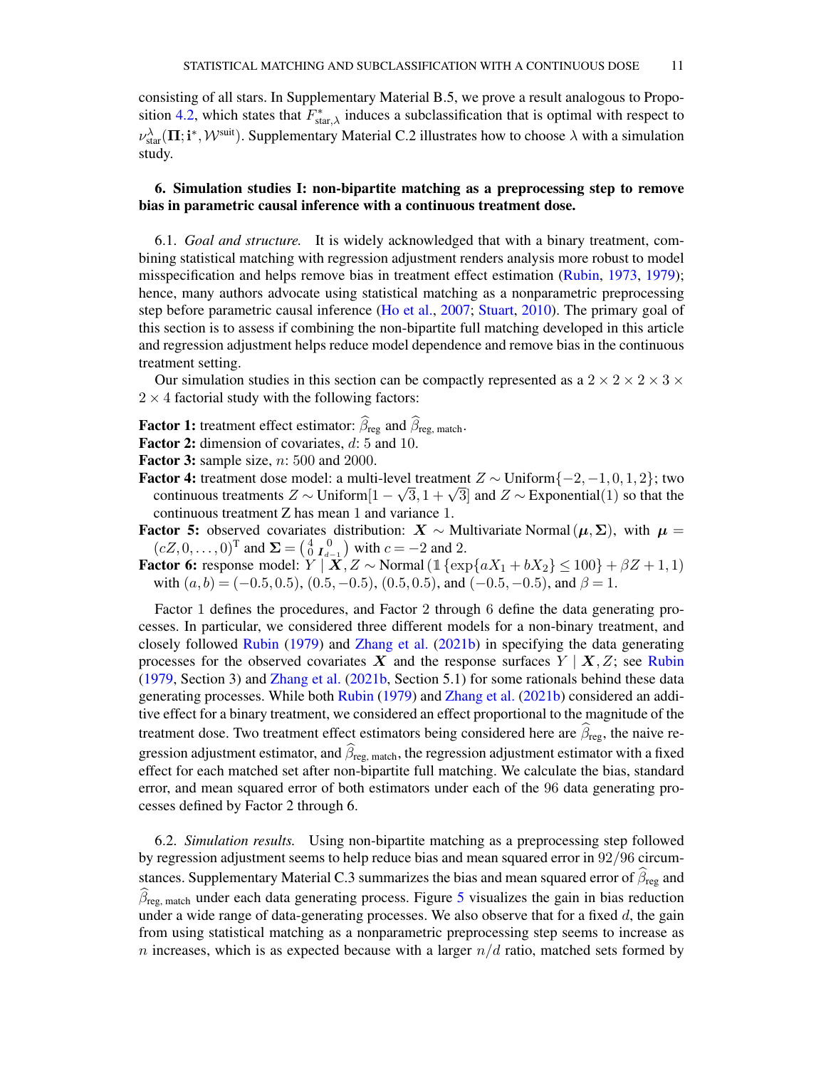consisting of all stars. In Supplementary Material B.5, we prove a result analogous to Proposition 4.2, which states that $F^*_{\text{star},\lambda}$ induces a subclassification that is optimal with respect to $\nu^{\lambda}_{\text{star}}(\mathbf{\Pi}; \mathbf{i}^*, \mathcal{W}^{\text{suit}})$. Supplementary Material C.2 illustrates how to choose $\lambda$ with a simulation study.

## 6. Simulation studies I: non-bipartite matching as a preprocessing step to remove bias in parametric causal inference with a continuous treatment dose.

6.1. *Goal and structure.* It is widely acknowledged that with a binary treatment, combining statistical matching with regression adjustment renders analysis more robust to model misspecification and helps remove bias in treatment effect estimation (Rubin, 1973, 1979); hence, many authors advocate using statistical matching as a nonparametric preprocessing step before parametric causal inference (Ho et al., 2007; Stuart, 2010). The primary goal of this section is to assess if combining the non-bipartite full matching developed in this article and regression adjustment helps reduce model dependence and remove bias in the continuous treatment setting.

Our simulation studies in this section can be compactly represented as a $2 \times 2 \times 2 \times 3 \times 2 \times 4$ factorial study with the following factors:

**Factor 1:** treatment effect estimator: $\widehat{\beta}_{\text{reg}}$ and $\widehat{\beta}_{\text{reg, match}}$.

**Factor 2:** dimension of covariates, $d$: 5 and 10.

**Factor 3:** sample size, $n$: 500 and 2000.

**Factor 4:** treatment dose model: a multi-level treatment $Z \sim \text{Uniform}\{-2, -1, 0, 1, 2\}$; two continuous treatments $Z \sim \text{Uniform}[1 - \sqrt{3}, 1 + \sqrt{3}]$ and $Z \sim \text{Exponential}(1)$ so that the continuous treatment Z has mean 1 and variance 1.

**Factor 5:** observed covariates distribution: $\boldsymbol{X} \sim \text{Multivariate Normal}(\boldsymbol{\mu}, \boldsymbol{\Sigma})$, with $\boldsymbol{\mu} = (cZ, 0, \ldots, 0)^{\text{T}}$ and $\boldsymbol{\Sigma} = \left(\begin{smallmatrix} 4 & 0 \\ 0 & \boldsymbol{I}_{d-1} \end{smallmatrix}\right)$ with $c = -2$ and 2.

**Factor 6:** response model: $Y \mid \boldsymbol{X}, Z \sim \text{Normal}\left(\mathbb{1}\left\{\exp\{aX_1 + bX_2\} \le 100\right\} + \beta Z + 1, 1\right)$ with $(a, b) = (-0.5, 0.5)$, $(0.5, -0.5)$, $(0.5, 0.5)$, and $(-0.5, -0.5)$, and $\beta = 1$.

Factor 1 defines the procedures, and Factor 2 through 6 define the data generating processes. In particular, we considered three different models for a non-binary treatment, and closely followed Rubin (1979) and Zhang et al. (2021b) in specifying the data generating processes for the observed covariates $\boldsymbol{X}$ and the response surfaces $Y \mid \boldsymbol{X}, Z$; see Rubin (1979, Section 3) and Zhang et al. (2021b, Section 5.1) for some rationals behind these data generating processes. While both Rubin (1979) and Zhang et al. (2021b) considered an additive effect for a binary treatment, we considered an effect proportional to the magnitude of the treatment dose. Two treatment effect estimators being considered here are $\widehat{\beta}_{\text{reg}}$, the naive regression adjustment estimator, and $\widehat{\beta}_{\text{reg, match}}$, the regression adjustment estimator with a fixed effect for each matched set after non-bipartite full matching. We calculate the bias, standard error, and mean squared error of both estimators under each of the 96 data generating processes defined by Factor 2 through 6.

6.2. *Simulation results.* Using non-bipartite matching as a preprocessing step followed by regression adjustment seems to help reduce bias and mean squared error in $92/96$ circumstances. Supplementary Material C.3 summarizes the bias and mean squared error of $\widehat{\beta}_{\text{reg}}$ and $\widehat{\beta}_{\text{reg, match}}$ under each data generating process. Figure 5 visualizes the gain in bias reduction under a wide range of data-generating processes. We also observe that for a fixed $d$, the gain from using statistical matching as a nonparametric preprocessing step seems to increase as $n$ increases, which is as expected because with a larger $n/d$ ratio, matched sets formed by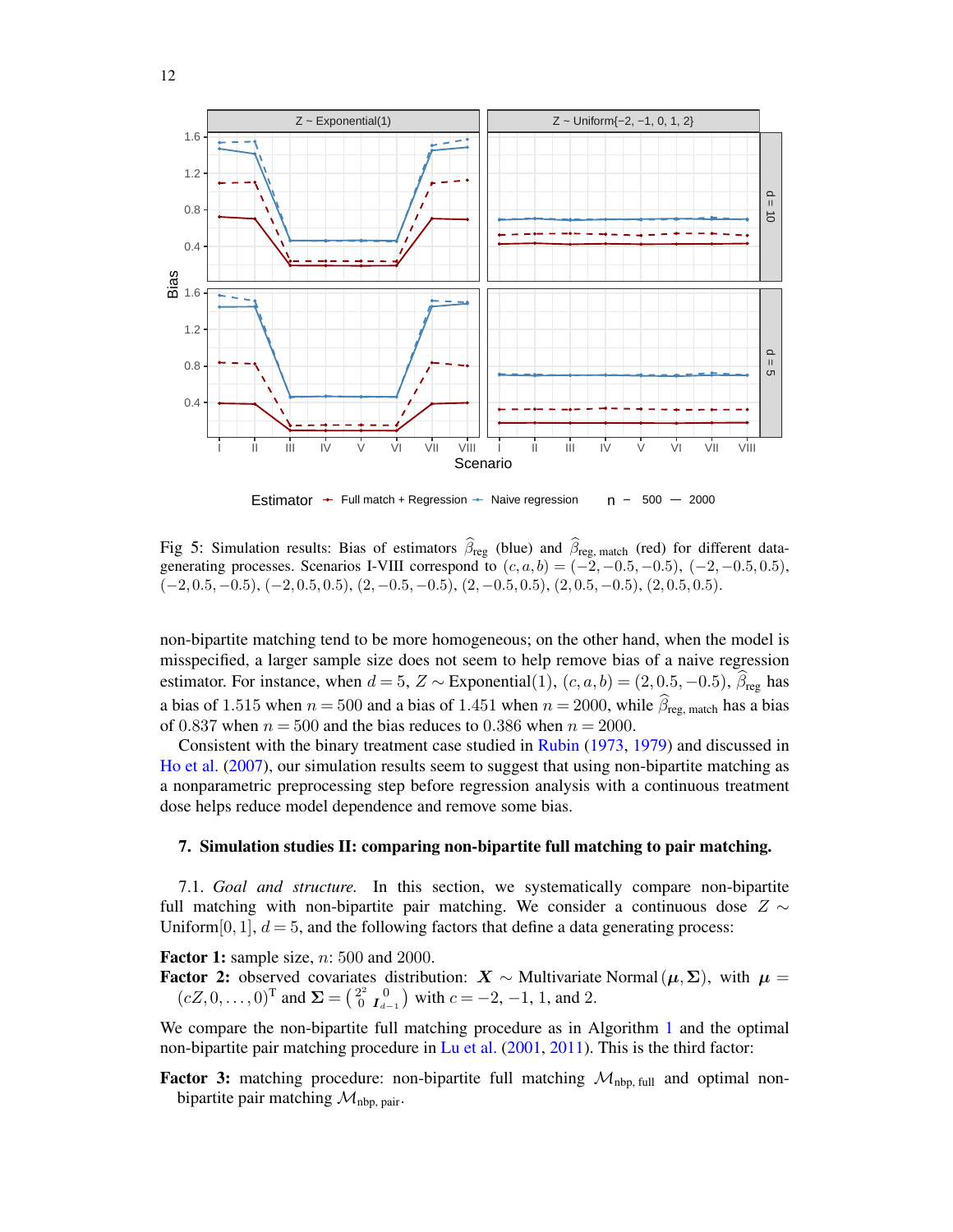Fig 5: Simulation results: Bias of estimators $\widehat{\beta}_{\text{reg}}$ (blue) and $\widehat{\beta}_{\text{reg, match}}$ (red) for different data-generating processes. Scenarios I-VIII correspond to $(c,a,b) = (-2,-0.5,-0.5)$, $(-2,-0.5,0.5)$, $(-2,0.5,-0.5)$, $(-2,0.5,0.5)$, $(2,-0.5,-0.5)$, $(2,-0.5,0.5)$, $(2,0.5,-0.5)$, $(2,0.5,0.5)$.

non-bipartite matching tend to be more homogeneous; on the other hand, when the model is misspecified, a larger sample size does not seem to help remove bias of a naive regression estimator. For instance, when $d = 5$, $Z \sim \text{Exponential}(1)$, $(c,a,b) = (2,0.5,-0.5)$, $\widehat{\beta}_{\text{reg}}$ has a bias of 1.515 when $n = 500$ and a bias of 1.451 when $n = 2000$, while $\widehat{\beta}_{\text{reg, match}}$ has a bias of 0.837 when $n = 500$ and the bias reduces to 0.386 when $n = 2000$.

Consistent with the binary treatment case studied in Rubin (1973, 1979) and discussed in Ho et al. (2007), our simulation results seem to suggest that using non-bipartite matching as a nonparametric preprocessing step before regression analysis with a continuous treatment dose helps reduce model dependence and remove some bias.

## 7. Simulation studies II: comparing non-bipartite full matching to pair matching.

7.1. *Goal and structure.* In this section, we systematically compare non-bipartite full matching with non-bipartite pair matching. We consider a continuous dose $Z \sim \text{Uniform}[0,1]$, $d = 5$, and the following factors that define a data generating process:

**Factor 1:** sample size, $n$: 500 and 2000.

**Factor 2:** observed covariates distribution: $\boldsymbol{X} \sim \text{Multivariate Normal}(\boldsymbol{\mu}, \boldsymbol{\Sigma})$, with $\boldsymbol{\mu} = (cZ, 0, \ldots, 0)^{\mathrm{T}}$ and $\boldsymbol{\Sigma} = \begin{pmatrix} 2^2 & 0 \\ 0 & \boldsymbol{I}_{d-1} \end{pmatrix}$ with $c = -2$, $-1$, 1, and 2.

We compare the non-bipartite full matching procedure as in Algorithm 1 and the optimal non-bipartite pair matching procedure in Lu et al. (2001, 2011). This is the third factor:

**Factor 3:** matching procedure: non-bipartite full matching $\mathcal{M}_{\text{nbp, full}}$ and optimal non-bipartite pair matching $\mathcal{M}_{\text{nbp, pair}}$.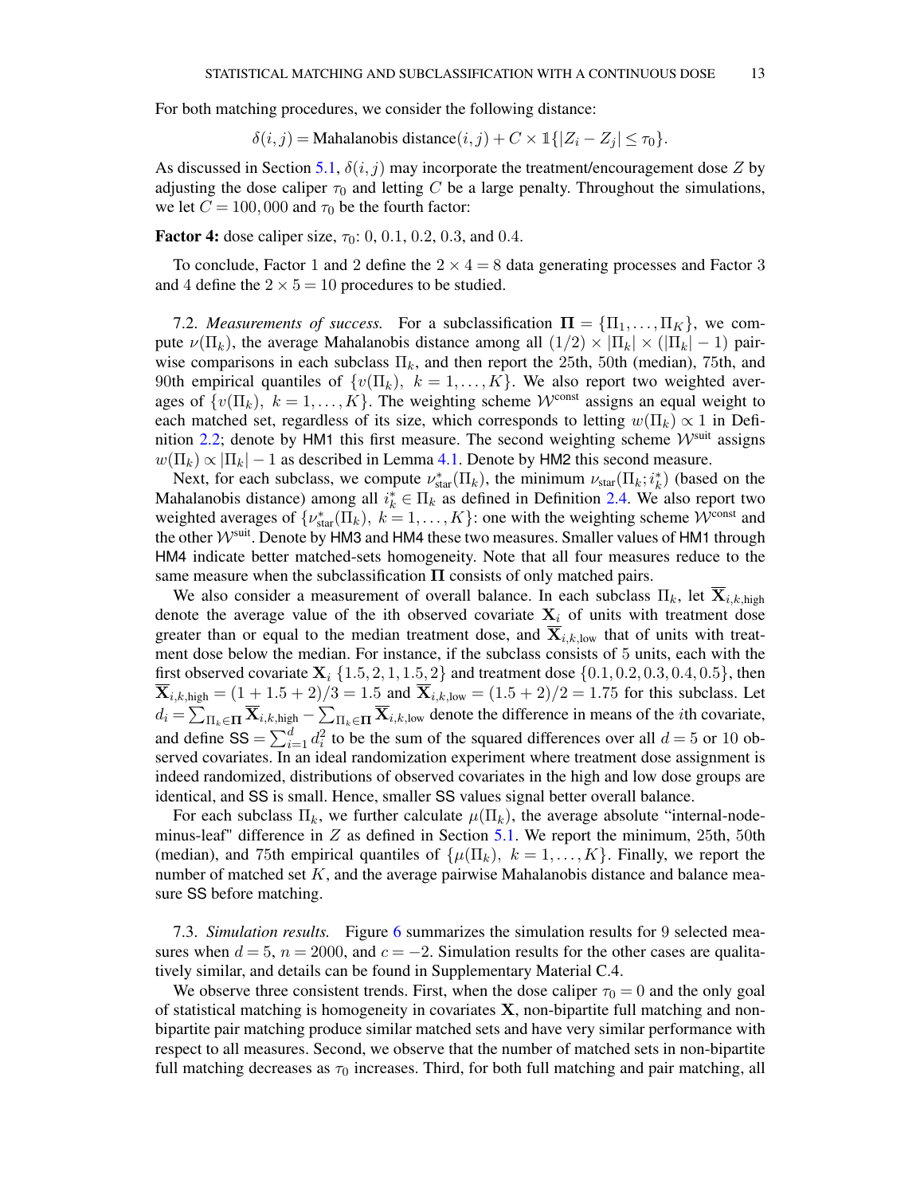For both matching procedures, we consider the following distance:

$$\delta(i,j) = \text{Mahalanobis distance}(i,j) + C \times \mathbb{1}\{|Z_i - Z_j| \leq \tau_0\}.$$

As discussed in Section 5.1, $\delta(i,j)$ may incorporate the treatment/encouragement dose $Z$ by adjusting the dose caliper $\tau_0$ and letting $C$ be a large penalty. Throughout the simulations, we let $C = 100,000$ and $\tau_0$ be the fourth factor:

**Factor 4:** dose caliper size, $\tau_0$: 0, 0.1, 0.2, 0.3, and 0.4.

To conclude, Factor 1 and 2 define the $2 \times 4 = 8$ data generating processes and Factor 3 and 4 define the $2 \times 5 = 10$ procedures to be studied.

7.2. *Measurements of success.* For a subclassification $\mathbf{\Pi} = \{\Pi_1, \ldots, \Pi_K\}$, we compute $\nu(\Pi_k)$, the average Mahalanobis distance among all $(1/2) \times |\Pi_k| \times (|\Pi_k| - 1)$ pairwise comparisons in each subclass $\Pi_k$, and then report the 25th, 50th (median), 75th, and 90th empirical quantiles of $\{v(\Pi_k),\ k = 1, \ldots, K\}$. We also report two weighted averages of $\{v(\Pi_k),\ k = 1, \ldots, K\}$. The weighting scheme $\mathcal{W}^{\text{const}}$ assigns an equal weight to each matched set, regardless of its size, which corresponds to letting $w(\Pi_k) \propto 1$ in Definition 2.2; denote by HM1 this first measure. The second weighting scheme $\mathcal{W}^{\text{suit}}$ assigns $w(\Pi_k) \propto |\Pi_k| - 1$ as described in Lemma 4.1. Denote by HM2 this second measure.

Next, for each subclass, we compute $\nu^*_{\text{star}}(\Pi_k)$, the minimum $\nu_{\text{star}}(\Pi_k; i^*_k)$ (based on the Mahalanobis distance) among all $i^*_k \in \Pi_k$ as defined in Definition 2.4. We also report two weighted averages of $\{\nu^*_{\text{star}}(\Pi_k),\ k = 1, \ldots, K\}$: one with the weighting scheme $\mathcal{W}^{\text{const}}$ and the other $\mathcal{W}^{\text{suit}}$. Denote by HM3 and HM4 these two measures. Smaller values of HM1 through HM4 indicate better matched-sets homogeneity. Note that all four measures reduce to the same measure when the subclassification $\mathbf{\Pi}$ consists of only matched pairs.

We also consider a measurement of overall balance. In each subclass $\Pi_k$, let $\overline{\mathbf{X}}_{i,k,\text{high}}$ denote the average value of the ith observed covariate $\mathbf{X}_i$ of units with treatment dose greater than or equal to the median treatment dose, and $\overline{\mathbf{X}}_{i,k,\text{low}}$ that of units with treatment dose below the median. For instance, if the subclass consists of 5 units, each with the first observed covariate $\mathbf{X}_i$ $\{1.5, 2, 1, 1.5, 2\}$ and treatment dose $\{0.1, 0.2, 0.3, 0.4, 0.5\}$, then $\overline{\mathbf{X}}_{i,k,\text{high}} = (1 + 1.5 + 2)/3 = 1.5$ and $\overline{\mathbf{X}}_{i,k,\text{low}} = (1.5 + 2)/2 = 1.75$ for this subclass. Let $d_i = \sum_{\Pi_k \in \mathbf{\Pi}} \overline{\mathbf{X}}_{i,k,\text{high}} - \sum_{\Pi_k \in \mathbf{\Pi}} \overline{\mathbf{X}}_{i,k,\text{low}}$ denote the difference in means of the $i$th covariate, and define $\mathsf{SS} = \sum_{i=1}^{d} d_i^2$ to be the sum of the squared differences over all $d = 5$ or 10 observed covariates. In an ideal randomization experiment where treatment dose assignment is indeed randomized, distributions of observed covariates in the high and low dose groups are identical, and SS is small. Hence, smaller SS values signal better overall balance.

For each subclass $\Pi_k$, we further calculate $\mu(\Pi_k)$, the average absolute "internal-node-minus-leaf" difference in $Z$ as defined in Section 5.1. We report the minimum, 25th, 50th (median), and 75th empirical quantiles of $\{\mu(\Pi_k),\ k = 1, \ldots, K\}$. Finally, we report the number of matched set $K$, and the average pairwise Mahalanobis distance and balance measure SS before matching.

7.3. *Simulation results.* Figure 6 summarizes the simulation results for 9 selected measures when $d = 5$, $n = 2000$, and $c = -2$. Simulation results for the other cases are qualitatively similar, and details can be found in Supplementary Material C.4.

We observe three consistent trends. First, when the dose caliper $\tau_0 = 0$ and the only goal of statistical matching is homogeneity in covariates $\mathbf{X}$, non-bipartite full matching and non-bipartite pair matching produce similar matched sets and have very similar performance with respect to all measures. Second, we observe that the number of matched sets in non-bipartite full matching decreases as $\tau_0$ increases. Third, for both full matching and pair matching, all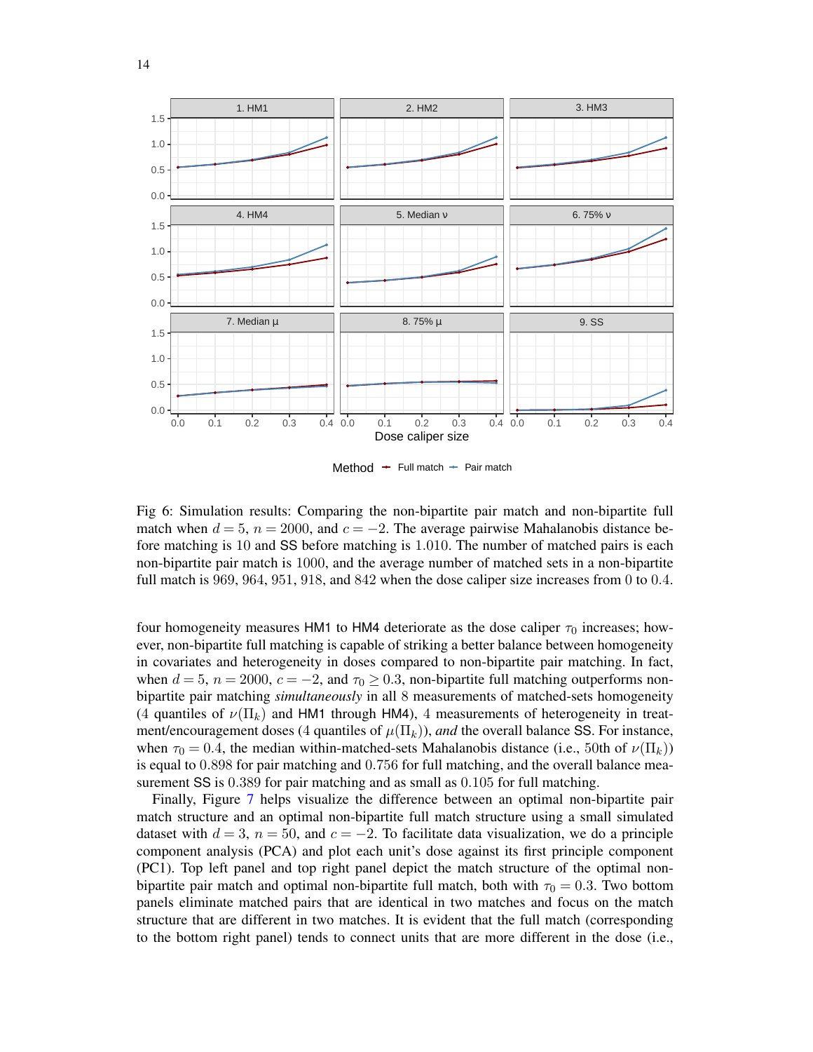Fig 6: Simulation results: Comparing the non-bipartite pair match and non-bipartite full match when $d = 5$, $n = 2000$, and $c = -2$. The average pairwise Mahalanobis distance before matching is 10 and SS before matching is 1.010. The number of matched pairs is each non-bipartite pair match is 1000, and the average number of matched sets in a non-bipartite full match is 969, 964, 951, 918, and 842 when the dose caliper size increases from 0 to 0.4.

four homogeneity measures HM1 to HM4 deteriorate as the dose caliper $\tau_0$ increases; however, non-bipartite full matching is capable of striking a better balance between homogeneity in covariates and heterogeneity in doses compared to non-bipartite pair matching. In fact, when $d = 5$, $n = 2000$, $c = -2$, and $\tau_0 \geq 0.3$, non-bipartite full matching outperforms non-bipartite pair matching *simultaneously* in all 8 measurements of matched-sets homogeneity (4 quantiles of $\nu(\Pi_k)$ and HM1 through HM4), 4 measurements of heterogeneity in treatment/encouragement doses (4 quantiles of $\mu(\Pi_k)$), *and* the overall balance SS. For instance, when $\tau_0 = 0.4$, the median within-matched-sets Mahalanobis distance (i.e., 50th of $\nu(\Pi_k)$) is equal to 0.898 for pair matching and 0.756 for full matching, and the overall balance measurement SS is 0.389 for pair matching and as small as 0.105 for full matching.

Finally, Figure 7 helps visualize the difference between an optimal non-bipartite pair match structure and an optimal non-bipartite full match structure using a small simulated dataset with $d = 3$, $n = 50$, and $c = -2$. To facilitate data visualization, we do a principle component analysis (PCA) and plot each unit's dose against its first principle component (PC1). Top left panel and top right panel depict the match structure of the optimal non-bipartite pair match and optimal non-bipartite full match, both with $\tau_0 = 0.3$. Two bottom panels eliminate matched pairs that are identical in two matches and focus on the match structure that are different in two matches. It is evident that the full match (corresponding to the bottom right panel) tends to connect units that are more different in the dose (i.e.,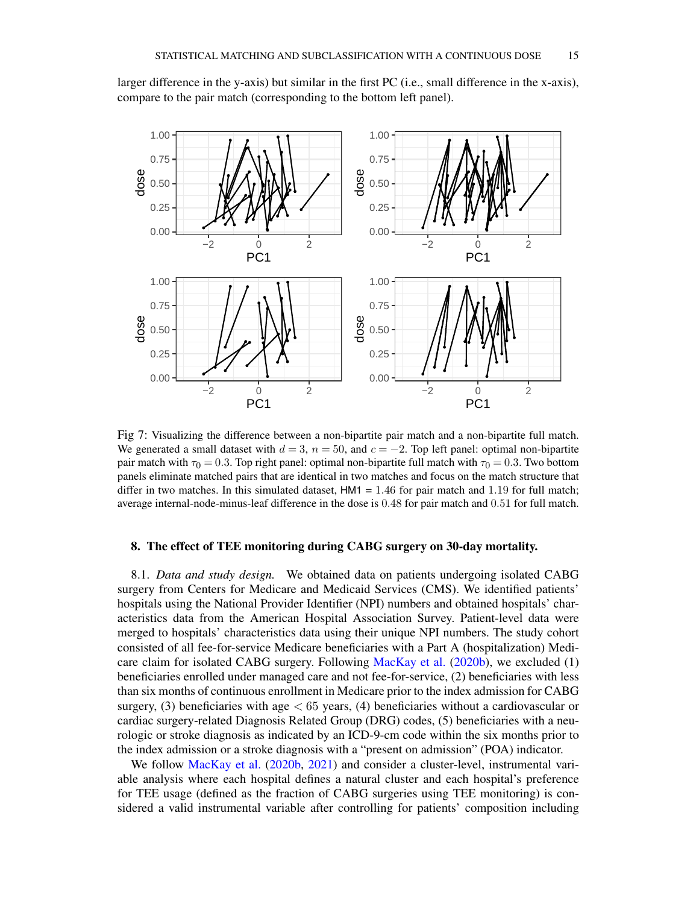larger difference in the y-axis) but similar in the first PC (i.e., small difference in the x-axis), compare to the pair match (corresponding to the bottom left panel).

Fig 7: Visualizing the difference between a non-bipartite pair match and a non-bipartite full match. We generated a small dataset with $d = 3$, $n = 50$, and $c = -2$. Top left panel: optimal non-bipartite pair match with $\tau_0 = 0.3$. Top right panel: optimal non-bipartite full match with $\tau_0 = 0.3$. Two bottom panels eliminate matched pairs that are identical in two matches and focus on the match structure that differ in two matches. In this simulated dataset, HM1 = 1.46 for pair match and 1.19 for full match; average internal-node-minus-leaf difference in the dose is 0.48 for pair match and 0.51 for full match.

## 8. The effect of TEE monitoring during CABG surgery on 30-day mortality.

8.1. *Data and study design.* We obtained data on patients undergoing isolated CABG surgery from Centers for Medicare and Medicaid Services (CMS). We identified patients' hospitals using the National Provider Identifier (NPI) numbers and obtained hospitals' characteristics data from the American Hospital Association Survey. Patient-level data were merged to hospitals' characteristics data using their unique NPI numbers. The study cohort consisted of all fee-for-service Medicare beneficiaries with a Part A (hospitalization) Medicare claim for isolated CABG surgery. Following MacKay et al. (2020b), we excluded (1) beneficiaries enrolled under managed care and not fee-for-service, (2) beneficiaries with less than six months of continuous enrollment in Medicare prior to the index admission for CABG surgery, (3) beneficiaries with age $< 65$ years, (4) beneficiaries without a cardiovascular or cardiac surgery-related Diagnosis Related Group (DRG) codes, (5) beneficiaries with a neurologic or stroke diagnosis as indicated by an ICD-9-cm code within the six months prior to the index admission or a stroke diagnosis with a "present on admission" (POA) indicator.

We follow MacKay et al. (2020b, 2021) and consider a cluster-level, instrumental variable analysis where each hospital defines a natural cluster and each hospital's preference for TEE usage (defined as the fraction of CABG surgeries using TEE monitoring) is considered a valid instrumental variable after controlling for patients' composition including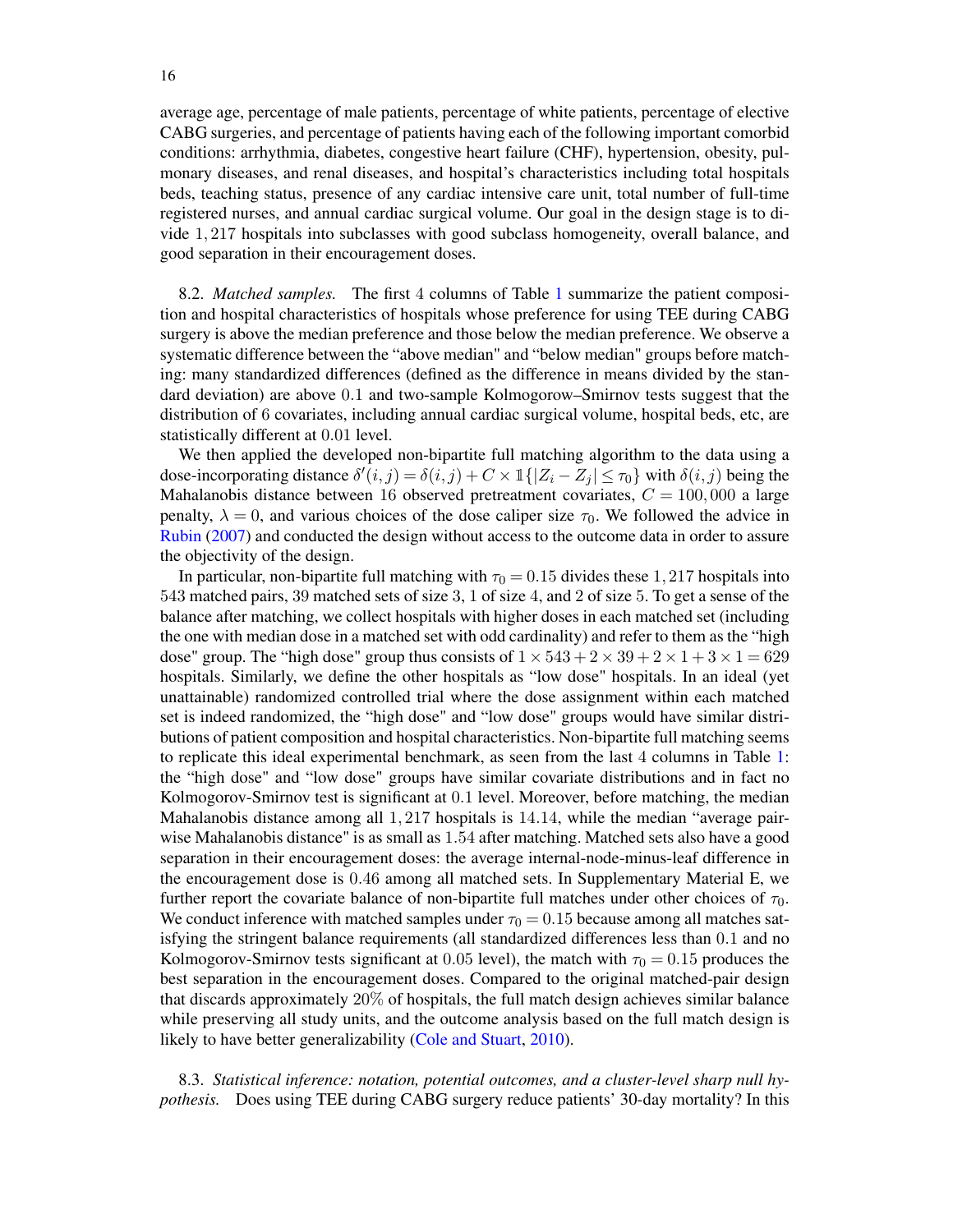average age, percentage of male patients, percentage of white patients, percentage of elective CABG surgeries, and percentage of patients having each of the following important comorbid conditions: arrhythmia, diabetes, congestive heart failure (CHF), hypertension, obesity, pulmonary diseases, and renal diseases, and hospital's characteristics including total hospitals beds, teaching status, presence of any cardiac intensive care unit, total number of full-time registered nurses, and annual cardiac surgical volume. Our goal in the design stage is to divide $1,217$ hospitals into subclasses with good subclass homogeneity, overall balance, and good separation in their encouragement doses.

8.2. *Matched samples.* The first $4$ columns of Table 1 summarize the patient composition and hospital characteristics of hospitals whose preference for using TEE during CABG surgery is above the median preference and those below the median preference. We observe a systematic difference between the "above median" and "below median" groups before matching: many standardized differences (defined as the difference in means divided by the standard deviation) are above $0.1$ and two-sample Kolmogorow–Smirnov tests suggest that the distribution of $6$ covariates, including annual cardiac surgical volume, hospital beds, etc, are statistically different at $0.01$ level.

We then applied the developed non-bipartite full matching algorithm to the data using a dose-incorporating distance $\delta'(i,j) = \delta(i,j) + C \times \mathbb{1}\{|Z_i - Z_j| \leq \tau_0\}$ with $\delta(i,j)$ being the Mahalanobis distance between $16$ observed pretreatment covariates, $C = 100,000$ a large penalty, $\lambda = 0$, and various choices of the dose caliper size $\tau_0$. We followed the advice in Rubin (2007) and conducted the design without access to the outcome data in order to assure the objectivity of the design.

In particular, non-bipartite full matching with $\tau_0 = 0.15$ divides these $1,217$ hospitals into $543$ matched pairs, $39$ matched sets of size $3$, $1$ of size $4$, and $2$ of size $5$. To get a sense of the balance after matching, we collect hospitals with higher doses in each matched set (including the one with median dose in a matched set with odd cardinality) and refer to them as the "high dose" group. The "high dose" group thus consists of $1 \times 543 + 2 \times 39 + 2 \times 1 + 3 \times 1 = 629$ hospitals. Similarly, we define the other hospitals as "low dose" hospitals. In an ideal (yet unattainable) randomized controlled trial where the dose assignment within each matched set is indeed randomized, the "high dose" and "low dose" groups would have similar distributions of patient composition and hospital characteristics. Non-bipartite full matching seems to replicate this ideal experimental benchmark, as seen from the last $4$ columns in Table 1: the "high dose" and "low dose" groups have similar covariate distributions and in fact no Kolmogorov-Smirnov test is significant at $0.1$ level. Moreover, before matching, the median Mahalanobis distance among all $1,217$ hospitals is $14.14$, while the median "average pairwise Mahalanobis distance" is as small as $1.54$ after matching. Matched sets also have a good separation in their encouragement doses: the average internal-node-minus-leaf difference in the encouragement dose is $0.46$ among all matched sets. In Supplementary Material E, we further report the covariate balance of non-bipartite full matches under other choices of $\tau_0$. We conduct inference with matched samples under $\tau_0 = 0.15$ because among all matches satisfying the stringent balance requirements (all standardized differences less than $0.1$ and no Kolmogorov-Smirnov tests significant at $0.05$ level), the match with $\tau_0 = 0.15$ produces the best separation in the encouragement doses. Compared to the original matched-pair design that discards approximately $20\%$ of hospitals, the full match design achieves similar balance while preserving all study units, and the outcome analysis based on the full match design is likely to have better generalizability (Cole and Stuart, 2010).

8.3. *Statistical inference: notation, potential outcomes, and a cluster-level sharp null hypothesis.* Does using TEE during CABG surgery reduce patients' 30-day mortality? In this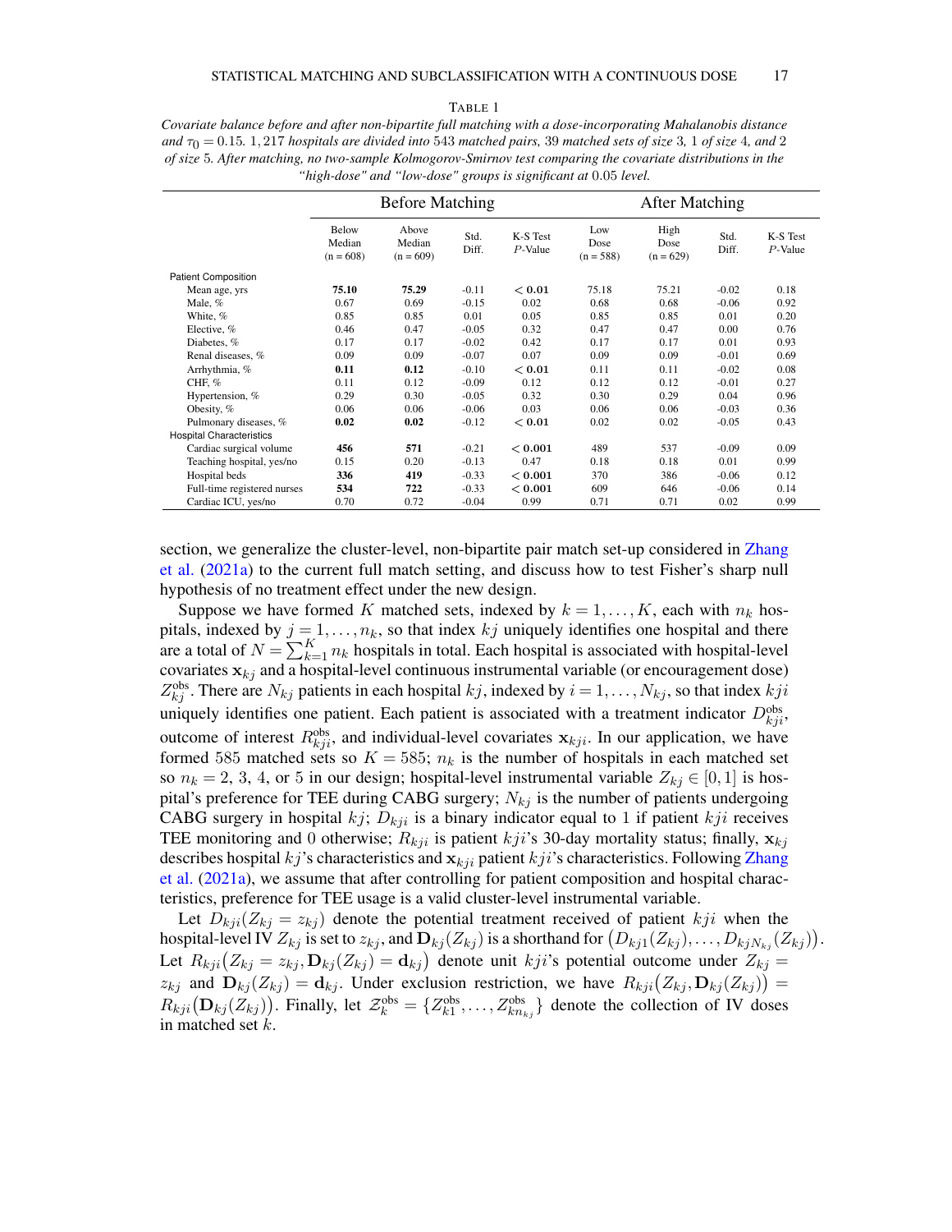TABLE 1

*Covariate balance before and after non-bipartite full matching with a dose-incorporating Mahalanobis distance and $\tau_0 = 0.15$. 1,217 hospitals are divided into 543 matched pairs, 39 matched sets of size 3, 1 of size 4, and 2 of size 5. After matching, no two-sample Kolmogorov-Smirnov test comparing the covariate distributions in the "high-dose" and "low-dose" groups is significant at 0.05 level.*

| | Before Matching | | | | After Matching | | | |
|---|---|---|---|---|---|---|---|---|
| | Below Median (n = 608) | Above Median (n = 609) | Std. Diff. | K-S Test *P*-Value | Low Dose (n = 588) | High Dose (n = 629) | Std. Diff. | K-S Test *P*-Value |
| Patient Composition | | | | | | | | |
| Mean age, yrs | **75.10** | **75.29** | -0.11 | **< 0.01** | 75.18 | 75.21 | -0.02 | 0.18 |
| Male, % | 0.67 | 0.69 | -0.15 | 0.02 | 0.68 | 0.68 | -0.06 | 0.92 |
| White, % | 0.85 | 0.85 | 0.01 | 0.05 | 0.85 | 0.85 | 0.01 | 0.20 |
| Elective, % | 0.46 | 0.47 | -0.05 | 0.32 | 0.47 | 0.47 | 0.00 | 0.76 |
| Diabetes, % | 0.17 | 0.17 | -0.02 | 0.42 | 0.17 | 0.17 | 0.01 | 0.93 |
| Renal diseases, % | 0.09 | 0.09 | -0.07 | 0.07 | 0.09 | 0.09 | -0.01 | 0.69 |
| Arrhythmia, % | **0.11** | **0.12** | -0.10 | **< 0.01** | 0.11 | 0.11 | -0.02 | 0.08 |
| CHF, % | 0.11 | 0.12 | -0.09 | 0.12 | 0.12 | 0.12 | -0.01 | 0.27 |
| Hypertension, % | 0.29 | 0.30 | -0.05 | 0.32 | 0.30 | 0.29 | 0.04 | 0.96 |
| Obesity, % | 0.06 | 0.06 | -0.06 | 0.03 | 0.06 | 0.06 | -0.03 | 0.36 |
| Pulmonary diseases, % | **0.02** | **0.02** | -0.12 | **< 0.01** | 0.02 | 0.02 | -0.05 | 0.43 |
| Hospital Characteristics | | | | | | | | |
| Cardiac surgical volume | **456** | **571** | -0.21 | **< 0.001** | 489 | 537 | -0.09 | 0.09 |
| Teaching hospital, yes/no | 0.15 | 0.20 | -0.13 | 0.47 | 0.18 | 0.18 | 0.01 | 0.99 |
| Hospital beds | **336** | **419** | -0.33 | **< 0.001** | 370 | 386 | -0.06 | 0.12 |
| Full-time registered nurses | **534** | **722** | -0.33 | **< 0.001** | 609 | 646 | -0.06 | 0.14 |
| Cardiac ICU, yes/no | 0.70 | 0.72 | -0.04 | 0.99 | 0.71 | 0.71 | 0.02 | 0.99 |

section, we generalize the cluster-level, non-bipartite pair match set-up considered in Zhang et al. (2021a) to the current full match setting, and discuss how to test Fisher's sharp null hypothesis of no treatment effect under the new design.

Suppose we have formed $K$ matched sets, indexed by $k = 1, \ldots, K$, each with $n_k$ hospitals, indexed by $j = 1, \ldots, n_k$, so that index $kj$ uniquely identifies one hospital and there are a total of $N = \sum_{k=1}^{K} n_k$ hospitals in total. Each hospital is associated with hospital-level covariates $\mathbf{x}_{kj}$ and a hospital-level continuous instrumental variable (or encouragement dose) $Z_{kj}^{\text{obs}}$. There are $N_{kj}$ patients in each hospital $kj$, indexed by $i = 1, \ldots, N_{kj}$, so that index $kji$ uniquely identifies one patient. Each patient is associated with a treatment indicator $D_{kji}^{\text{obs}}$, outcome of interest $R_{kji}^{\text{obs}}$, and individual-level covariates $\mathbf{x}_{kji}$. In our application, we have formed 585 matched sets so $K = 585$; $n_k$ is the number of hospitals in each matched set so $n_k = 2$, 3, 4, or 5 in our design; hospital-level instrumental variable $Z_{kj} \in [0, 1]$ is hospital's preference for TEE during CABG surgery; $N_{kj}$ is the number of patients undergoing CABG surgery in hospital $kj$; $D_{kji}$ is a binary indicator equal to 1 if patient $kji$ receives TEE monitoring and 0 otherwise; $R_{kji}$ is patient $kji$'s 30-day mortality status; finally, $\mathbf{x}_{kj}$ describes hospital $kj$'s characteristics and $\mathbf{x}_{kji}$ patient $kji$'s characteristics. Following Zhang et al. (2021a), we assume that after controlling for patient composition and hospital characteristics, preference for TEE usage is a valid cluster-level instrumental variable.

Let $D_{kji}(Z_{kj} = z_{kj})$ denote the potential treatment received of patient $kji$ when the hospital-level IV $Z_{kj}$ is set to $z_{kj}$, and $\mathbf{D}_{kj}(Z_{kj})$ is a shorthand for $\big(D_{kj1}(Z_{kj}), \ldots, D_{kjN_{kj}}(Z_{kj})\big)$. Let $R_{kji}\big(Z_{kj} = z_{kj}, \mathbf{D}_{kj}(Z_{kj}) = \mathbf{d}_{kj}\big)$ denote unit $kji$'s potential outcome under $Z_{kj} = z_{kj}$ and $\mathbf{D}_{kj}(Z_{kj}) = \mathbf{d}_{kj}$. Under exclusion restriction, we have $R_{kji}\big(Z_{kj}, \mathbf{D}_{kj}(Z_{kj})\big) = R_{kji}\big(\mathbf{D}_{kj}(Z_{kj})\big)$. Finally, let $\mathcal{Z}_k^{\text{obs}} = \{Z_{k1}^{\text{obs}}, \ldots, Z_{kn_k}^{\text{obs}}\}$ denote the collection of IV doses in matched set $k$.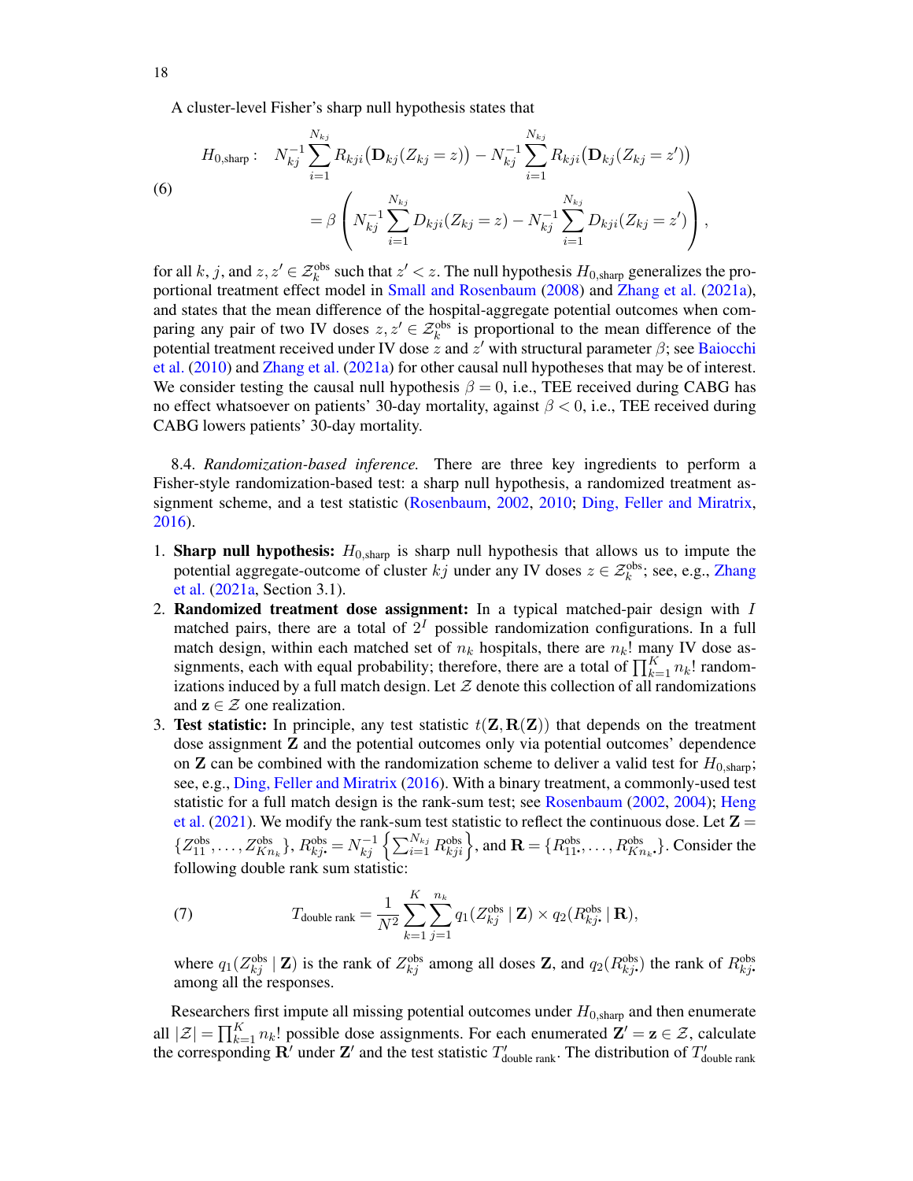A cluster-level Fisher's sharp null hypothesis states that

$$
\begin{aligned}
H_{0,\text{sharp}}: \quad & N_{kj}^{-1}\sum_{i=1}^{N_{kj}} R_{kji}\big(\mathbf{D}_{kj}(Z_{kj}=z)\big) - N_{kj}^{-1}\sum_{i=1}^{N_{kj}} R_{kji}\big(\mathbf{D}_{kj}(Z_{kj}=z')\big) \\
& = \beta\left(N_{kj}^{-1}\sum_{i=1}^{N_{kj}} D_{kji}(Z_{kj}=z) - N_{kj}^{-1}\sum_{i=1}^{N_{kj}} D_{kji}(Z_{kj}=z')\right),
\end{aligned}
\tag{6}
$$

for all $k$, $j$, and $z, z' \in \mathcal{Z}_k^{\text{obs}}$ such that $z' < z$. The null hypothesis $H_{0,\text{sharp}}$ generalizes the proportional treatment effect model in Small and Rosenbaum (2008) and Zhang et al. (2021a), and states that the mean difference of the hospital-aggregate potential outcomes when comparing any pair of two IV doses $z, z' \in \mathcal{Z}_k^{\text{obs}}$ is proportional to the mean difference of the potential treatment received under IV dose $z$ and $z'$ with structural parameter $\beta$; see Baiocchi et al. (2010) and Zhang et al. (2021a) for other causal null hypotheses that may be of interest. We consider testing the causal null hypothesis $\beta = 0$, i.e., TEE received during CABG has no effect whatsoever on patients' 30-day mortality, against $\beta < 0$, i.e., TEE received during CABG lowers patients' 30-day mortality.

8.4. *Randomization-based inference.* There are three key ingredients to perform a Fisher-style randomization-based test: a sharp null hypothesis, a randomized treatment assignment scheme, and a test statistic (Rosenbaum, 2002, 2010; Ding, Feller and Miratrix, 2016).

1. **Sharp null hypothesis:** $H_{0,\text{sharp}}$ is sharp null hypothesis that allows us to impute the potential aggregate-outcome of cluster $kj$ under any IV doses $z \in \mathcal{Z}_k^{\text{obs}}$; see, e.g., Zhang et al. (2021a, Section 3.1).
2. **Randomized treatment dose assignment:** In a typical matched-pair design with $I$ matched pairs, there are a total of $2^I$ possible randomization configurations. In a full match design, within each matched set of $n_k$ hospitals, there are $n_k!$ many IV dose assignments, each with equal probability; therefore, there are a total of $\prod_{k=1}^{K} n_k!$ randomizations induced by a full match design. Let $\mathcal{Z}$ denote this collection of all randomizations and $\mathbf{z} \in \mathcal{Z}$ one realization.
3. **Test statistic:** In principle, any test statistic $t(\mathbf{Z}, \mathbf{R}(\mathbf{Z}))$ that depends on the treatment dose assignment $\mathbf{Z}$ and the potential outcomes only via potential outcomes' dependence on $\mathbf{Z}$ can be combined with the randomization scheme to deliver a valid test for $H_{0,\text{sharp}}$; see, e.g., Ding, Feller and Miratrix (2016). With a binary treatment, a commonly-used test statistic for a full match design is the rank-sum test; see Rosenbaum (2002, 2004); Heng et al. (2021). We modify the rank-sum test statistic to reflect the continuous dose. Let $\mathbf{Z} = \{Z_{11}^{\text{obs}}, \ldots, Z_{Kn_k}^{\text{obs}}\}$, $R_{kj\boldsymbol{\cdot}}^{\text{obs}} = N_{kj}^{-1}\left\{\sum_{i=1}^{N_{kj}} R_{kji}^{\text{obs}}\right\}$, and $\mathbf{R} = \{R_{11\boldsymbol{\cdot}}^{\text{obs}}, \ldots, R_{Kn_k\boldsymbol{\cdot}}^{\text{obs}}\}$. Consider the following double rank sum statistic:

$$
T_{\text{double rank}} = \frac{1}{N^2}\sum_{k=1}^{K}\sum_{j=1}^{n_k} q_1(Z_{kj}^{\text{obs}} \mid \mathbf{Z}) \times q_2(R_{kj\boldsymbol{\cdot}}^{\text{obs}} \mid \mathbf{R}),
\tag{7}
$$

where $q_1(Z_{kj}^{\text{obs}} \mid \mathbf{Z})$ is the rank of $Z_{kj}^{\text{obs}}$ among all doses $\mathbf{Z}$, and $q_2(R_{kj\boldsymbol{\cdot}}^{\text{obs}})$ the rank of $R_{kj\boldsymbol{\cdot}}^{\text{obs}}$ among all the responses.

Researchers first impute all missing potential outcomes under $H_{0,\text{sharp}}$ and then enumerate all $|\mathcal{Z}| = \prod_{k=1}^{K} n_k!$ possible dose assignments. For each enumerated $\mathbf{Z}' = \mathbf{z} \in \mathcal{Z}$, calculate the corresponding $\mathbf{R}'$ under $\mathbf{Z}'$ and the test statistic $T'_{\text{double rank}}$. The distribution of $T'_{\text{double rank}}$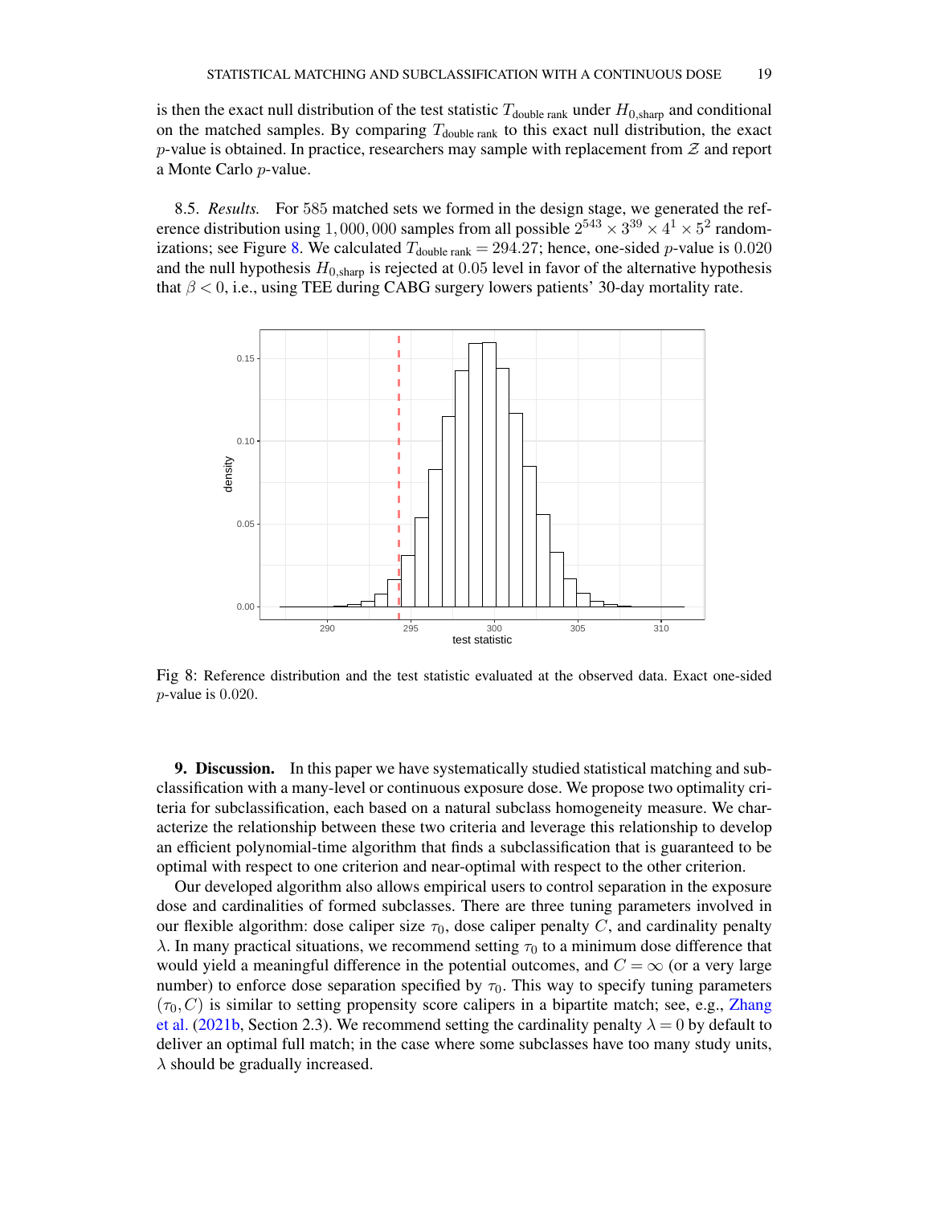is then the exact null distribution of the test statistic $T_{\text{double rank}}$ under $H_{0,\text{sharp}}$ and conditional on the matched samples. By comparing $T_{\text{double rank}}$ to this exact null distribution, the exact $p$-value is obtained. In practice, researchers may sample with replacement from $\mathcal{Z}$ and report a Monte Carlo $p$-value.

8.5. *Results.* For 585 matched sets we formed in the design stage, we generated the reference distribution using $1,000,000$ samples from all possible $2^{543} \times 3^{39} \times 4^{1} \times 5^{2}$ randomizations; see Figure 8. We calculated $T_{\text{double rank}} = 294.27$; hence, one-sided $p$-value is $0.020$ and the null hypothesis $H_{0,\text{sharp}}$ is rejected at $0.05$ level in favor of the alternative hypothesis that $\beta < 0$, i.e., using TEE during CABG surgery lowers patients' 30-day mortality rate.

Fig 8: Reference distribution and the test statistic evaluated at the observed data. Exact one-sided $p$-value is $0.020$.

## 9. Discussion.

In this paper we have systematically studied statistical matching and subclassification with a many-level or continuous exposure dose. We propose two optimality criteria for subclassification, each based on a natural subclass homogeneity measure. We characterize the relationship between these two criteria and leverage this relationship to develop an efficient polynomial-time algorithm that finds a subclassification that is guaranteed to be optimal with respect to one criterion and near-optimal with respect to the other criterion.

Our developed algorithm also allows empirical users to control separation in the exposure dose and cardinalities of formed subclasses. There are three tuning parameters involved in our flexible algorithm: dose caliper size $\tau_0$, dose caliper penalty $C$, and cardinality penalty $\lambda$. In many practical situations, we recommend setting $\tau_0$ to a minimum dose difference that would yield a meaningful difference in the potential outcomes, and $C = \infty$ (or a very large number) to enforce dose separation specified by $\tau_0$. This way to specify tuning parameters $(\tau_0, C)$ is similar to setting propensity score calipers in a bipartite match; see, e.g., Zhang et al. (2021b, Section 2.3). We recommend setting the cardinality penalty $\lambda = 0$ by default to deliver an optimal full match; in the case where some subclasses have too many study units, $\lambda$ should be gradually increased.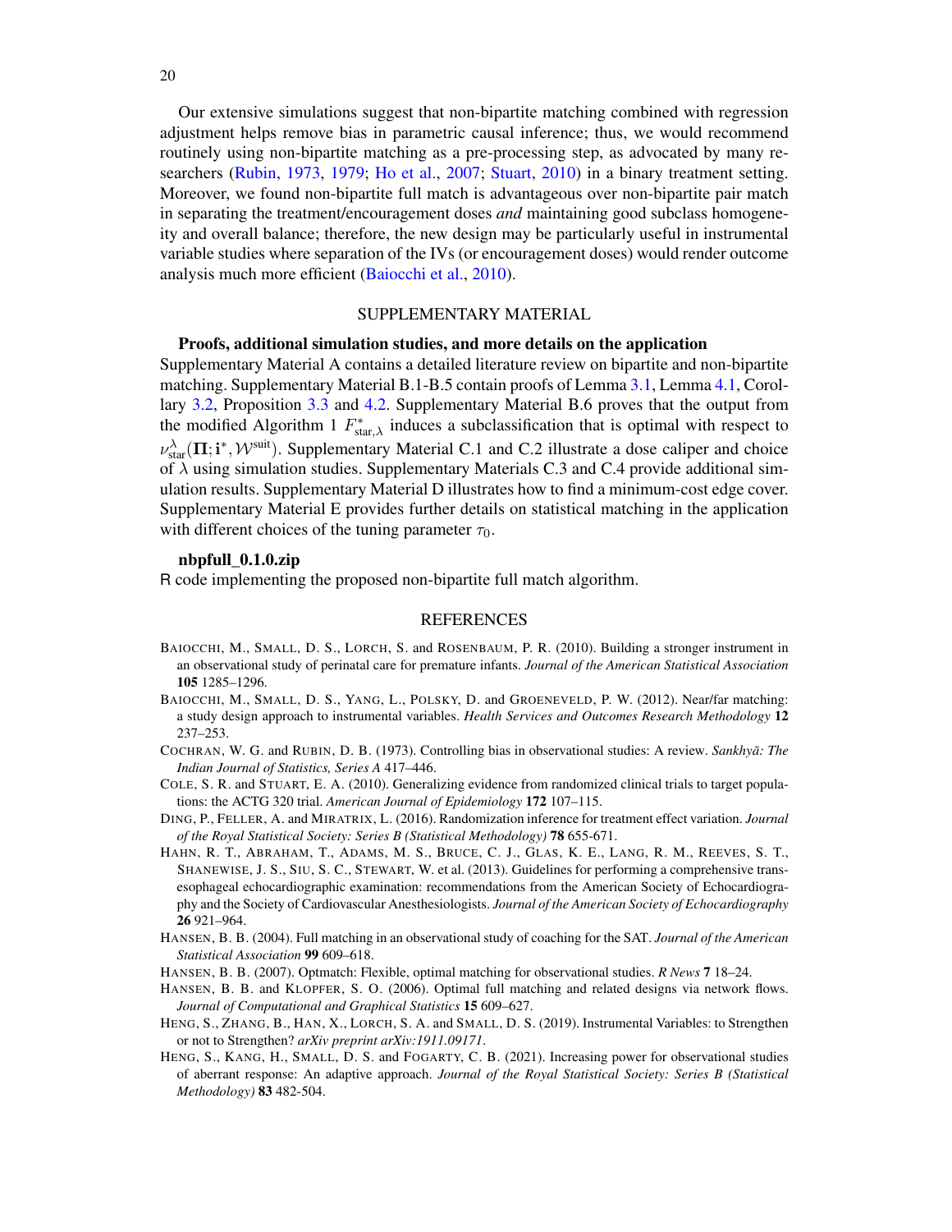Our extensive simulations suggest that non-bipartite matching combined with regression adjustment helps remove bias in parametric causal inference; thus, we would recommend routinely using non-bipartite matching as a pre-processing step, as advocated by many researchers (Rubin, 1973, 1979; Ho et al., 2007; Stuart, 2010) in a binary treatment setting. Moreover, we found non-bipartite full match is advantageous over non-bipartite pair match in separating the treatment/encouragement doses *and* maintaining good subclass homogeneity and overall balance; therefore, the new design may be particularly useful in instrumental variable studies where separation of the IVs (or encouragement doses) would render outcome analysis much more efficient (Baiocchi et al., 2010).

## SUPPLEMENTARY MATERIAL

**Proofs, additional simulation studies, and more details on the application**

Supplementary Material A contains a detailed literature review on bipartite and non-bipartite matching. Supplementary Material B.1-B.5 contain proofs of Lemma 3.1, Lemma 4.1, Corollary 3.2, Proposition 3.3 and 4.2. Supplementary Material B.6 proves that the output from the modified Algorithm 1 $F^{*}_{\text{star},\lambda}$ induces a subclassification that is optimal with respect to $\nu^{\lambda}_{\text{star}}(\mathbf{\Pi}; \mathbf{i}^{*}, \mathcal{W}^{\text{suit}})$. Supplementary Material C.1 and C.2 illustrate a dose caliper and choice of $\lambda$ using simulation studies. Supplementary Materials C.3 and C.4 provide additional simulation results. Supplementary Material D illustrates how to find a minimum-cost edge cover. Supplementary Material E provides further details on statistical matching in the application with different choices of the tuning parameter $\tau_0$.

**nbpfull_0.1.0.zip**

R code implementing the proposed non-bipartite full match algorithm.

## REFERENCES

BAIOCCHI, M., SMALL, D. S., LORCH, S. and ROSENBAUM, P. R. (2010). Building a stronger instrument in an observational study of perinatal care for premature infants. *Journal of the American Statistical Association* **105** 1285–1296.

BAIOCCHI, M., SMALL, D. S., YANG, L., POLSKY, D. and GROENEVELD, P. W. (2012). Near/far matching: a study design approach to instrumental variables. *Health Services and Outcomes Research Methodology* **12** 237–253.

COCHRAN, W. G. and RUBIN, D. B. (1973). Controlling bias in observational studies: A review. *Sankhyā: The Indian Journal of Statistics, Series A* 417–446.

COLE, S. R. and STUART, E. A. (2010). Generalizing evidence from randomized clinical trials to target populations: the ACTG 320 trial. *American Journal of Epidemiology* **172** 107–115.

DING, P., FELLER, A. and MIRATRIX, L. (2016). Randomization inference for treatment effect variation. *Journal of the Royal Statistical Society: Series B (Statistical Methodology)* **78** 655-671.

HAHN, R. T., ABRAHAM, T., ADAMS, M. S., BRUCE, C. J., GLAS, K. E., LANG, R. M., REEVES, S. T., SHANEWISE, J. S., SIU, S. C., STEWART, W. et al. (2013). Guidelines for performing a comprehensive transesophageal echocardiographic examination: recommendations from the American Society of Echocardiography and the Society of Cardiovascular Anesthesiologists. *Journal of the American Society of Echocardiography* **26** 921–964.

HANSEN, B. B. (2004). Full matching in an observational study of coaching for the SAT. *Journal of the American Statistical Association* **99** 609–618.

HANSEN, B. B. (2007). Optmatch: Flexible, optimal matching for observational studies. *R News* **7** 18–24.

HANSEN, B. B. and KLOPFER, S. O. (2006). Optimal full matching and related designs via network flows. *Journal of Computational and Graphical Statistics* **15** 609–627.

HENG, S., ZHANG, B., HAN, X., LORCH, S. A. and SMALL, D. S. (2019). Instrumental Variables: to Strengthen or not to Strengthen? *arXiv preprint arXiv:1911.09171*.

HENG, S., KANG, H., SMALL, D. S. and FOGARTY, C. B. (2021). Increasing power for observational studies of aberrant response: An adaptive approach. *Journal of the Royal Statistical Society: Series B (Statistical Methodology)* **83** 482-504.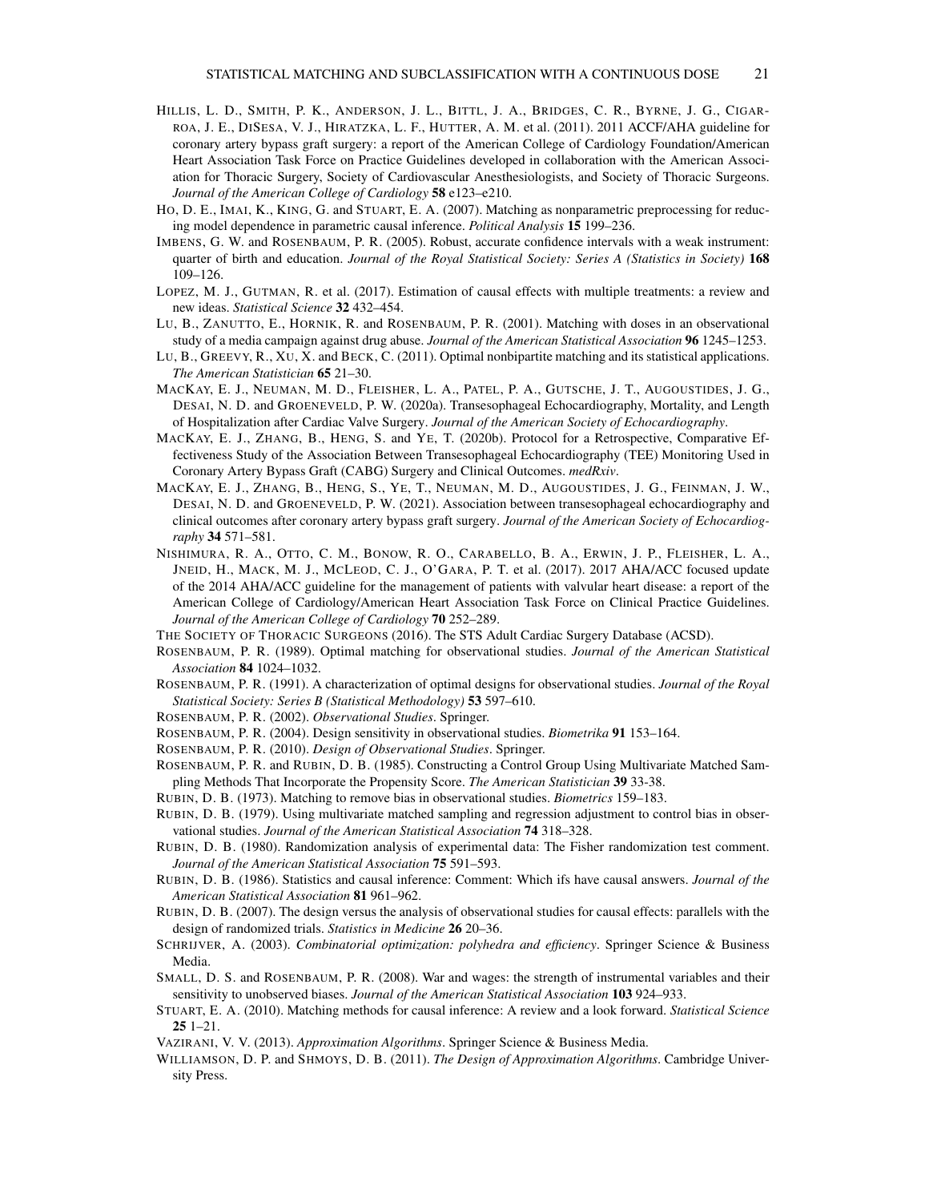HILLIS, L. D., SMITH, P. K., ANDERSON, J. L., BITTL, J. A., BRIDGES, C. R., BYRNE, J. G., CIGARROA, J. E., DISESA, V. J., HIRATZKA, L. F., HUTTER, A. M. et al. (2011). 2011 ACCF/AHA guideline for coronary artery bypass graft surgery: a report of the American College of Cardiology Foundation/American Heart Association Task Force on Practice Guidelines developed in collaboration with the American Association for Thoracic Surgery, Society of Cardiovascular Anesthesiologists, and Society of Thoracic Surgeons. *Journal of the American College of Cardiology* **58** e123–e210.

HO, D. E., IMAI, K., KING, G. and STUART, E. A. (2007). Matching as nonparametric preprocessing for reducing model dependence in parametric causal inference. *Political Analysis* **15** 199–236.

IMBENS, G. W. and ROSENBAUM, P. R. (2005). Robust, accurate confidence intervals with a weak instrument: quarter of birth and education. *Journal of the Royal Statistical Society: Series A (Statistics in Society)* **168** 109–126.

LOPEZ, M. J., GUTMAN, R. et al. (2017). Estimation of causal effects with multiple treatments: a review and new ideas. *Statistical Science* **32** 432–454.

LU, B., ZANUTTO, E., HORNIK, R. and ROSENBAUM, P. R. (2001). Matching with doses in an observational study of a media campaign against drug abuse. *Journal of the American Statistical Association* **96** 1245–1253.

LU, B., GREEVY, R., XU, X. and BECK, C. (2011). Optimal nonbipartite matching and its statistical applications. *The American Statistician* **65** 21–30.

MACKAY, E. J., NEUMAN, M. D., FLEISHER, L. A., PATEL, P. A., GUTSCHE, J. T., AUGOUSTIDES, J. G., DESAI, N. D. and GROENEVELD, P. W. (2020a). Transesophageal Echocardiography, Mortality, and Length of Hospitalization after Cardiac Valve Surgery. *Journal of the American Society of Echocardiography*.

MACKAY, E. J., ZHANG, B., HENG, S. and YE, T. (2020b). Protocol for a Retrospective, Comparative Effectiveness Study of the Association Between Transesophageal Echocardiography (TEE) Monitoring Used in Coronary Artery Bypass Graft (CABG) Surgery and Clinical Outcomes. *medRxiv*.

MACKAY, E. J., ZHANG, B., HENG, S., YE, T., NEUMAN, M. D., AUGOUSTIDES, J. G., FEINMAN, J. W., DESAI, N. D. and GROENEVELD, P. W. (2021). Association between transesophageal echocardiography and clinical outcomes after coronary artery bypass graft surgery. *Journal of the American Society of Echocardiography* **34** 571–581.

NISHIMURA, R. A., OTTO, C. M., BONOW, R. O., CARABELLO, B. A., ERWIN, J. P., FLEISHER, L. A., JNEID, H., MACK, M. J., MCLEOD, C. J., O'GARA, P. T. et al. (2017). 2017 AHA/ACC focused update of the 2014 AHA/ACC guideline for the management of patients with valvular heart disease: a report of the American College of Cardiology/American Heart Association Task Force on Clinical Practice Guidelines. *Journal of the American College of Cardiology* **70** 252–289.

THE SOCIETY OF THORACIC SURGEONS (2016). The STS Adult Cardiac Surgery Database (ACSD).

ROSENBAUM, P. R. (1989). Optimal matching for observational studies. *Journal of the American Statistical Association* **84** 1024–1032.

ROSENBAUM, P. R. (1991). A characterization of optimal designs for observational studies. *Journal of the Royal Statistical Society: Series B (Statistical Methodology)* **53** 597–610.

ROSENBAUM, P. R. (2002). *Observational Studies*. Springer.

ROSENBAUM, P. R. (2004). Design sensitivity in observational studies. *Biometrika* **91** 153–164.

ROSENBAUM, P. R. (2010). *Design of Observational Studies*. Springer.

ROSENBAUM, P. R. and RUBIN, D. B. (1985). Constructing a Control Group Using Multivariate Matched Sampling Methods That Incorporate the Propensity Score. *The American Statistician* **39** 33-38.

RUBIN, D. B. (1973). Matching to remove bias in observational studies. *Biometrics* 159–183.

RUBIN, D. B. (1979). Using multivariate matched sampling and regression adjustment to control bias in observational studies. *Journal of the American Statistical Association* **74** 318–328.

RUBIN, D. B. (1980). Randomization analysis of experimental data: The Fisher randomization test comment. *Journal of the American Statistical Association* **75** 591–593.

RUBIN, D. B. (1986). Statistics and causal inference: Comment: Which ifs have causal answers. *Journal of the American Statistical Association* **81** 961–962.

RUBIN, D. B. (2007). The design versus the analysis of observational studies for causal effects: parallels with the design of randomized trials. *Statistics in Medicine* **26** 20–36.

SCHRIJVER, A. (2003). *Combinatorial optimization: polyhedra and efficiency*. Springer Science & Business Media.

SMALL, D. S. and ROSENBAUM, P. R. (2008). War and wages: the strength of instrumental variables and their sensitivity to unobserved biases. *Journal of the American Statistical Association* **103** 924–933.

STUART, E. A. (2010). Matching methods for causal inference: A review and a look forward. *Statistical Science* **25** 1–21.

VAZIRANI, V. V. (2013). *Approximation Algorithms*. Springer Science & Business Media.

WILLIAMSON, D. P. and SHMOYS, D. B. (2011). *The Design of Approximation Algorithms*. Cambridge University Press.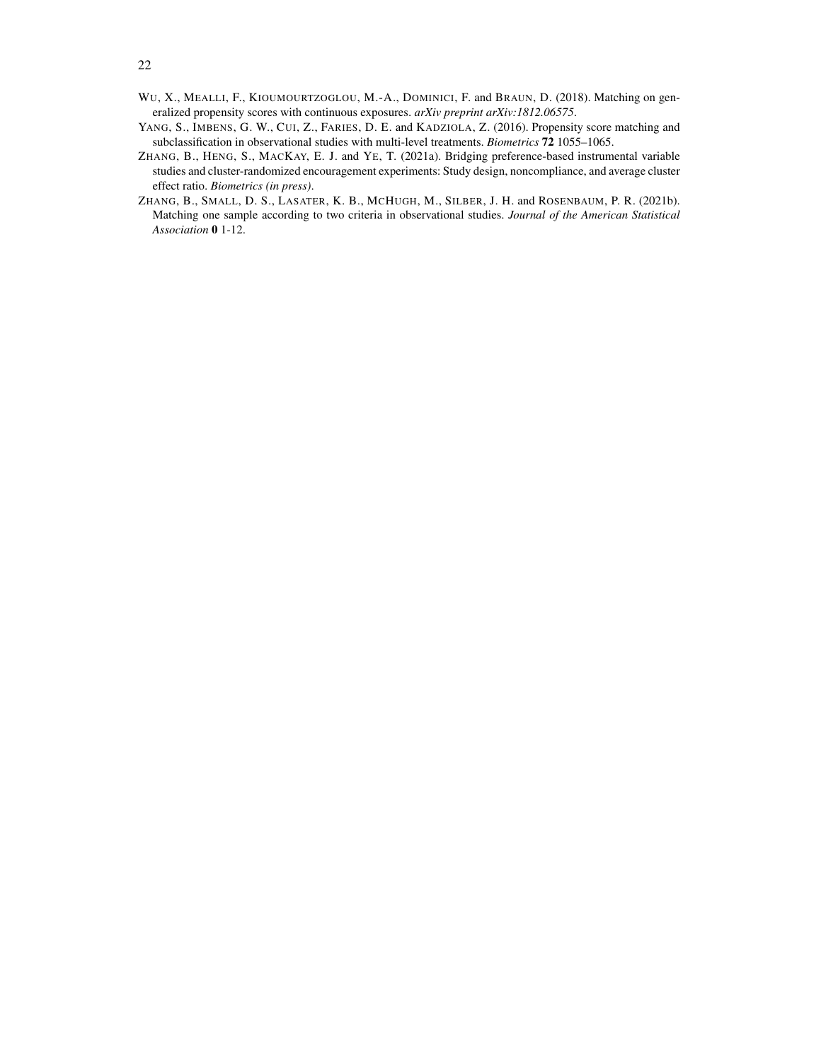WU, X., MEALLI, F., KIOUMOURTZOGLOU, M.-A., DOMINICI, F. and BRAUN, D. (2018). Matching on generalized propensity scores with continuous exposures. *arXiv preprint arXiv:1812.06575*.

YANG, S., IMBENS, G. W., CUI, Z., FARIES, D. E. and KADZIOLA, Z. (2016). Propensity score matching and subclassification in observational studies with multi-level treatments. *Biometrics* **72** 1055–1065.

ZHANG, B., HENG, S., MACKAY, E. J. and YE, T. (2021a). Bridging preference-based instrumental variable studies and cluster-randomized encouragement experiments: Study design, noncompliance, and average cluster effect ratio. *Biometrics (in press)*.

ZHANG, B., SMALL, D. S., LASATER, K. B., MCHUGH, M., SILBER, J. H. and ROSENBAUM, P. R. (2021b). Matching one sample according to two criteria in observational studies. *Journal of the American Statistical Association* **0** 1-12.